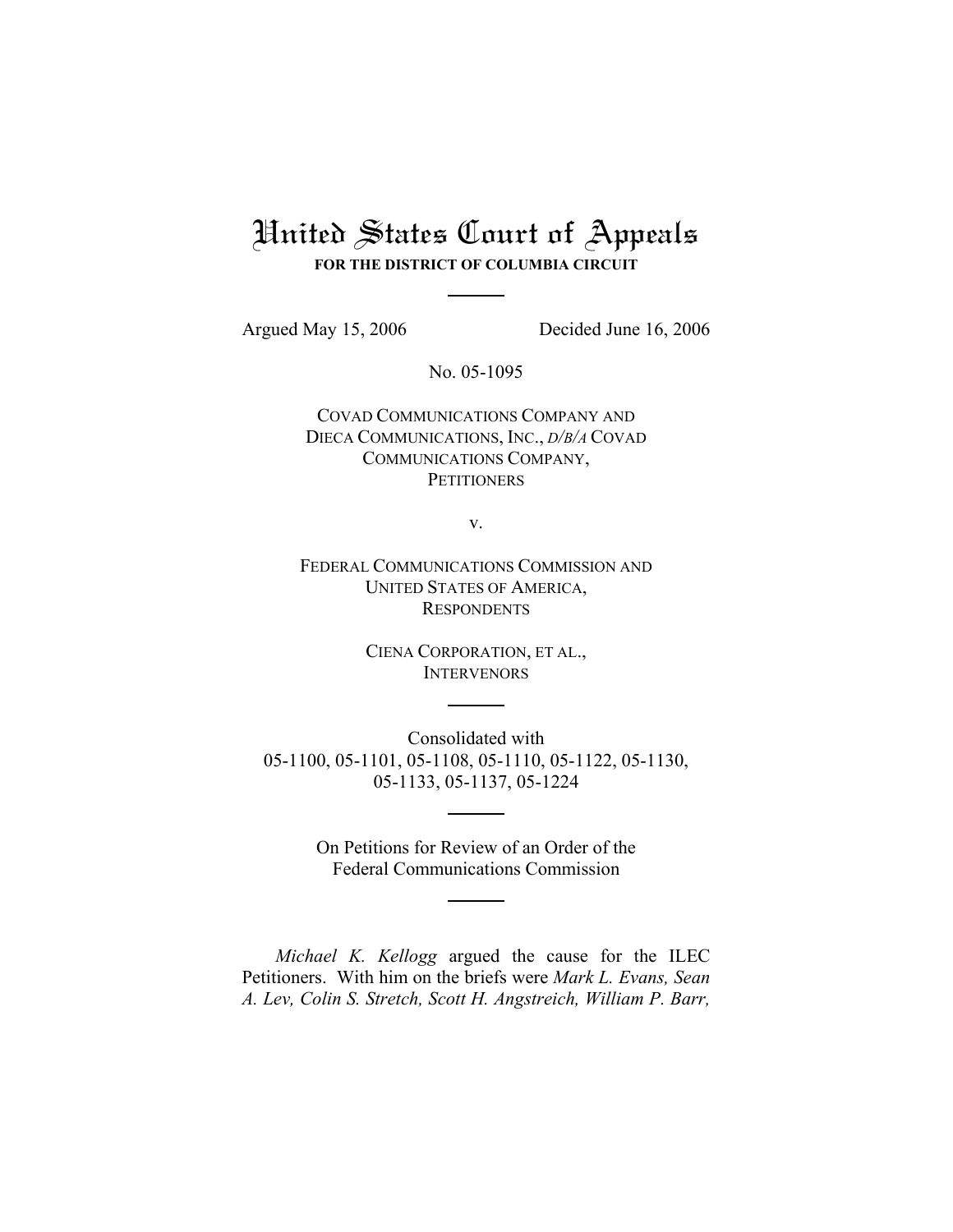# United States Court of Appeals

**FOR THE DISTRICT OF COLUMBIA CIRCUIT**

---

Argued May 15, 2006 Decided June 16, 2006

No. 05-1095

COVAD COMMUNICATIONS COMPANY AND DIECA COMMUNICATIONS, INC., *D/B/A* COVAD COMMUNICATIONS COMPANY,
PETITIONERS

v.

FEDERAL COMMUNICATIONS COMMISSION AND UNITED STATES OF AMERICA,
RESPONDENTS

CIENA CORPORATION, ET AL.,
INTERVENORS

---

Consolidated with
05-1100, 05-1101, 05-1108, 05-1110, 05-1122, 05-1130, 05-1133, 05-1137, 05-1224

---

On Petitions for Review of an Order of the Federal Communications Commission

---

*Michael K. Kellogg* argued the cause for the ILEC Petitioners. With him on the briefs were *Mark L. Evans, Sean A. Lev, Colin S. Stretch, Scott H. Angstreich, William P. Barr,*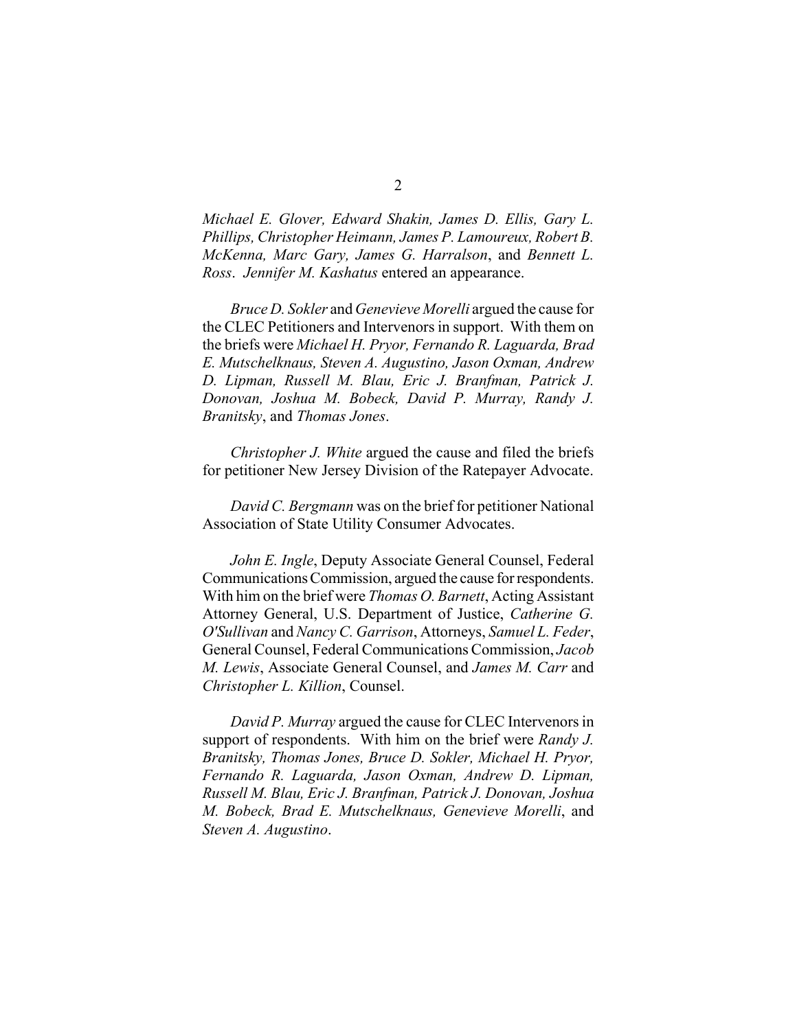*Michael E. Glover, Edward Shakin, James D. Ellis, Gary L. Phillips, Christopher Heimann, James P. Lamoureux, Robert B. McKenna, Marc Gary, James G. Harralson*, and *Bennett L. Ross*. *Jennifer M. Kashatus* entered an appearance.

*Bruce D. Sokler* and *Genevieve Morelli* argued the cause for the CLEC Petitioners and Intervenors in support. With them on the briefs were *Michael H. Pryor, Fernando R. Laguarda, Brad E. Mutschelknaus, Steven A. Augustino, Jason Oxman, Andrew D. Lipman, Russell M. Blau, Eric J. Branfman, Patrick J. Donovan, Joshua M. Bobeck, David P. Murray, Randy J. Branitsky*, and *Thomas Jones*.

*Christopher J. White* argued the cause and filed the briefs for petitioner New Jersey Division of the Ratepayer Advocate.

*David C. Bergmann* was on the brief for petitioner National Association of State Utility Consumer Advocates.

*John E. Ingle*, Deputy Associate General Counsel, Federal Communications Commission, argued the cause for respondents. With him on the brief were *Thomas O. Barnett*, Acting Assistant Attorney General, U.S. Department of Justice, *Catherine G. O'Sullivan* and *Nancy C. Garrison*, Attorneys, *Samuel L. Feder*, General Counsel, Federal Communications Commission, *Jacob M. Lewis*, Associate General Counsel, and *James M. Carr* and *Christopher L. Killion*, Counsel.

*David P. Murray* argued the cause for CLEC Intervenors in support of respondents. With him on the brief were *Randy J. Branitsky, Thomas Jones, Bruce D. Sokler, Michael H. Pryor, Fernando R. Laguarda, Jason Oxman, Andrew D. Lipman, Russell M. Blau, Eric J. Branfman, Patrick J. Donovan, Joshua M. Bobeck, Brad E. Mutschelknaus, Genevieve Morelli*, and *Steven A. Augustino*.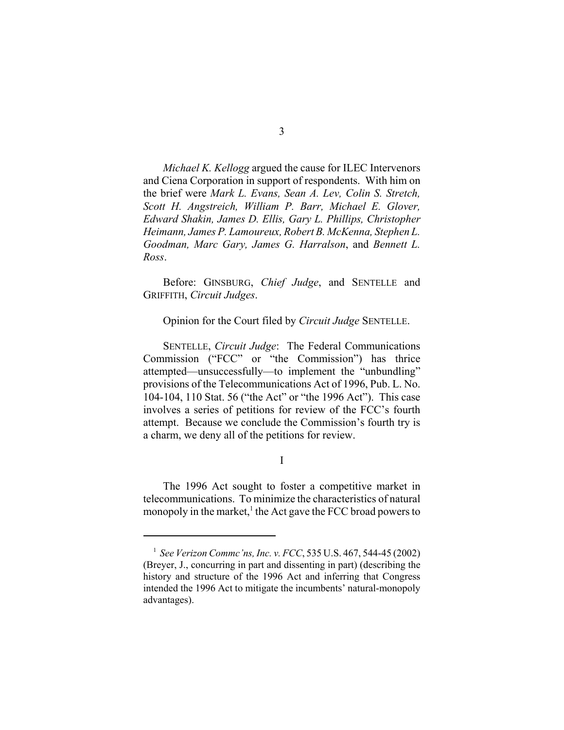*Michael K. Kellogg* argued the cause for ILEC Intervenors and Ciena Corporation in support of respondents. With him on the brief were *Mark L. Evans, Sean A. Lev, Colin S. Stretch, Scott H. Angstreich, William P. Barr, Michael E. Glover, Edward Shakin, James D. Ellis, Gary L. Phillips, Christopher Heimann, James P. Lamoureux, Robert B. McKenna, Stephen L. Goodman, Marc Gary, James G. Harralson*, and *Bennett L. Ross*.

Before: GINSBURG, *Chief Judge*, and SENTELLE and GRIFFITH, *Circuit Judges*.

Opinion for the Court filed by *Circuit Judge* SENTELLE.

SENTELLE, *Circuit Judge*: The Federal Communications Commission ("FCC" or "the Commission") has thrice attempted—unsuccessfully—to implement the "unbundling" provisions of the Telecommunications Act of 1996, Pub. L. No. 104-104, 110 Stat. 56 ("the Act" or "the 1996 Act"). This case involves a series of petitions for review of the FCC's fourth attempt. Because we conclude the Commission's fourth try is a charm, we deny all of the petitions for review.

I

The 1996 Act sought to foster a competitive market in telecommunications. To minimize the characteristics of natural monopoly in the market,[1] the Act gave the FCC broad powers to

[1] *See Verizon Commc'ns, Inc. v. FCC*, 535 U.S. 467, 544-45 (2002) (Breyer, J., concurring in part and dissenting in part) (describing the history and structure of the 1996 Act and inferring that Congress intended the 1996 Act to mitigate the incumbents' natural-monopoly advantages).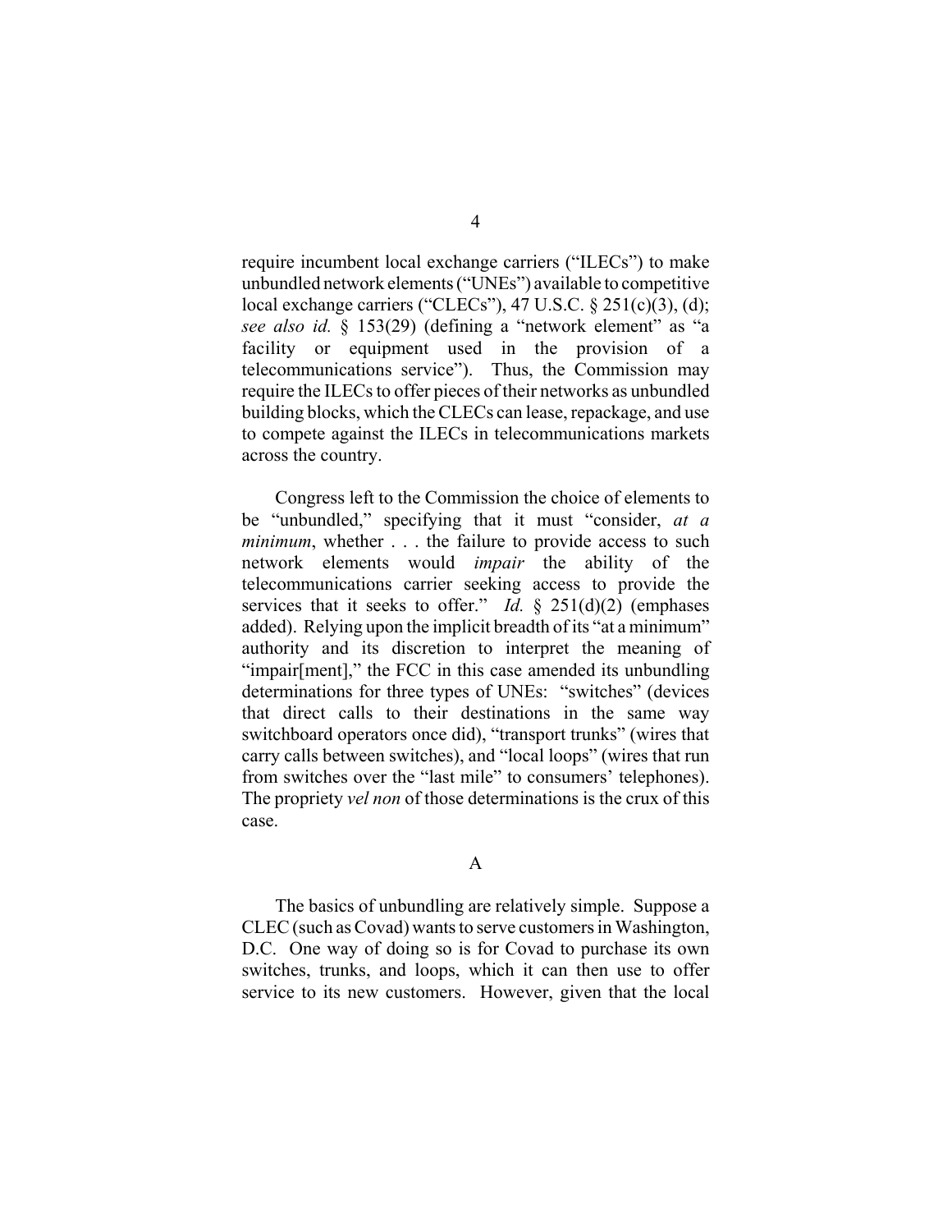require incumbent local exchange carriers ("ILECs") to make unbundled network elements ("UNEs") available to competitive local exchange carriers ("CLECs"), 47 U.S.C. § 251(c)(3), (d); *see also id.* § 153(29) (defining a "network element" as "a facility or equipment used in the provision of a telecommunications service"). Thus, the Commission may require the ILECs to offer pieces of their networks as unbundled building blocks, which the CLECs can lease, repackage, and use to compete against the ILECs in telecommunications markets across the country.

Congress left to the Commission the choice of elements to be "unbundled," specifying that it must "consider, *at a minimum*, whether . . . the failure to provide access to such network elements would *impair* the ability of the telecommunications carrier seeking access to provide the services that it seeks to offer." *Id.* § 251(d)(2) (emphases added). Relying upon the implicit breadth of its "at a minimum" authority and its discretion to interpret the meaning of "impair[ment]," the FCC in this case amended its unbundling determinations for three types of UNEs: "switches" (devices that direct calls to their destinations in the same way switchboard operators once did), "transport trunks" (wires that carry calls between switches), and "local loops" (wires that run from switches over the "last mile" to consumers' telephones). The propriety *vel non* of those determinations is the crux of this case.

## A

The basics of unbundling are relatively simple. Suppose a CLEC (such as Covad) wants to serve customers in Washington, D.C. One way of doing so is for Covad to purchase its own switches, trunks, and loops, which it can then use to offer service to its new customers. However, given that the local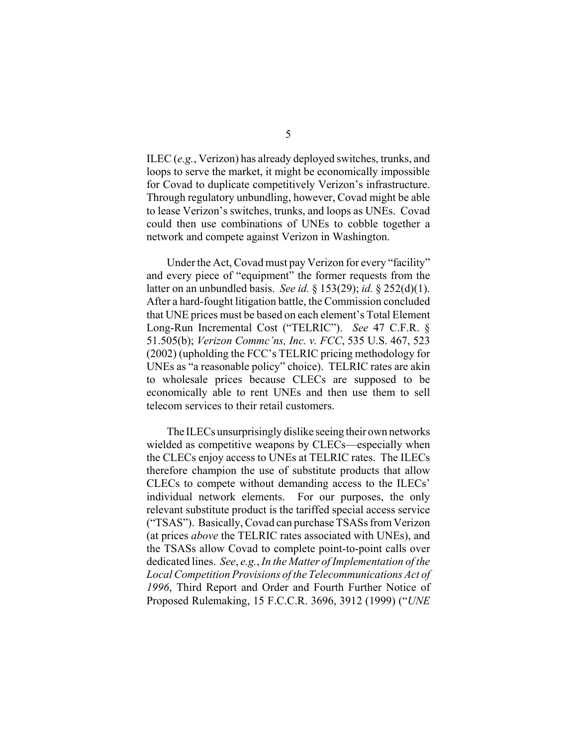ILEC (*e.g.*, Verizon) has already deployed switches, trunks, and loops to serve the market, it might be economically impossible for Covad to duplicate competitively Verizon's infrastructure. Through regulatory unbundling, however, Covad might be able to lease Verizon's switches, trunks, and loops as UNEs. Covad could then use combinations of UNEs to cobble together a network and compete against Verizon in Washington.

Under the Act, Covad must pay Verizon for every "facility" and every piece of "equipment" the former requests from the latter on an unbundled basis. *See id.* § 153(29); *id.* § 252(d)(1). After a hard-fought litigation battle, the Commission concluded that UNE prices must be based on each element's Total Element Long-Run Incremental Cost ("TELRIC"). *See* 47 C.F.R. § 51.505(b); *Verizon Commc'ns, Inc. v. FCC*, 535 U.S. 467, 523 (2002) (upholding the FCC's TELRIC pricing methodology for UNEs as "a reasonable policy" choice). TELRIC rates are akin to wholesale prices because CLECs are supposed to be economically able to rent UNEs and then use them to sell telecom services to their retail customers.

The ILECs unsurprisingly dislike seeing their own networks wielded as competitive weapons by CLECs—especially when the CLECs enjoy access to UNEs at TELRIC rates. The ILECs therefore champion the use of substitute products that allow CLECs to compete without demanding access to the ILECs' individual network elements. For our purposes, the only relevant substitute product is the tariffed special access service ("TSAS"). Basically, Covad can purchase TSASs from Verizon (at prices *above* the TELRIC rates associated with UNEs), and the TSASs allow Covad to complete point-to-point calls over dedicated lines. *See*, *e.g.*, *In the Matter of Implementation of the Local Competition Provisions of the Telecommunications Act of 1996*, Third Report and Order and Fourth Further Notice of Proposed Rulemaking, 15 F.C.C.R. 3696, 3912 (1999) ("*UNE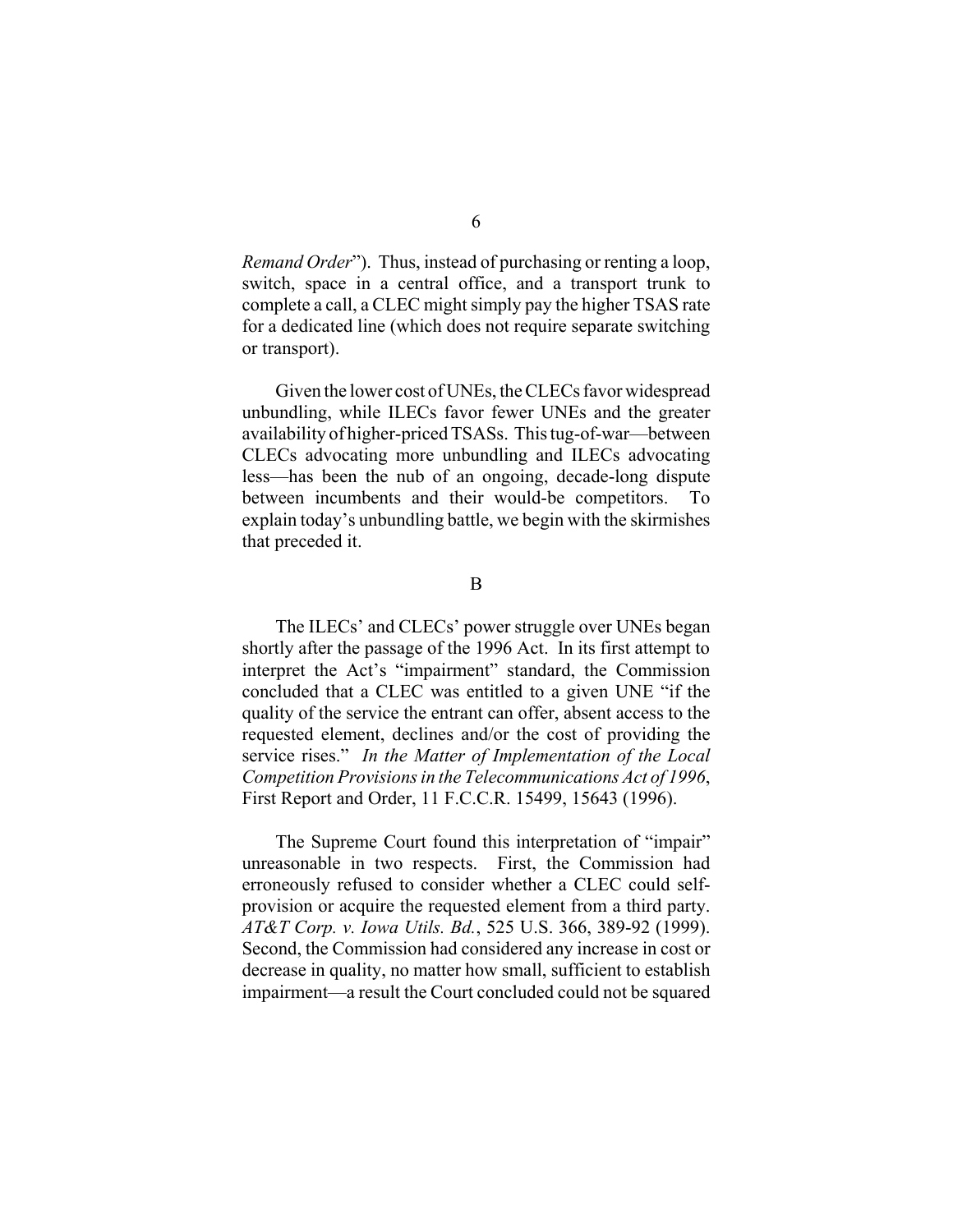*Remand Order*"). Thus, instead of purchasing or renting a loop, switch, space in a central office, and a transport trunk to complete a call, a CLEC might simply pay the higher TSAS rate for a dedicated line (which does not require separate switching or transport).

Given the lower cost of UNEs, the CLECs favor widespread unbundling, while ILECs favor fewer UNEs and the greater availability of higher-priced TSASs. This tug-of-war—between CLECs advocating more unbundling and ILECs advocating less—has been the nub of an ongoing, decade-long dispute between incumbents and their would-be competitors. To explain today's unbundling battle, we begin with the skirmishes that preceded it.

## B

The ILECs' and CLECs' power struggle over UNEs began shortly after the passage of the 1996 Act. In its first attempt to interpret the Act's "impairment" standard, the Commission concluded that a CLEC was entitled to a given UNE "if the quality of the service the entrant can offer, absent access to the requested element, declines and/or the cost of providing the service rises." *In the Matter of Implementation of the Local Competition Provisions in the Telecommunications Act of 1996*, First Report and Order, 11 F.C.C.R. 15499, 15643 (1996).

The Supreme Court found this interpretation of "impair" unreasonable in two respects. First, the Commission had erroneously refused to consider whether a CLEC could self-provision or acquire the requested element from a third party. *AT&T Corp. v. Iowa Utils. Bd.*, 525 U.S. 366, 389-92 (1999). Second, the Commission had considered any increase in cost or decrease in quality, no matter how small, sufficient to establish impairment—a result the Court concluded could not be squared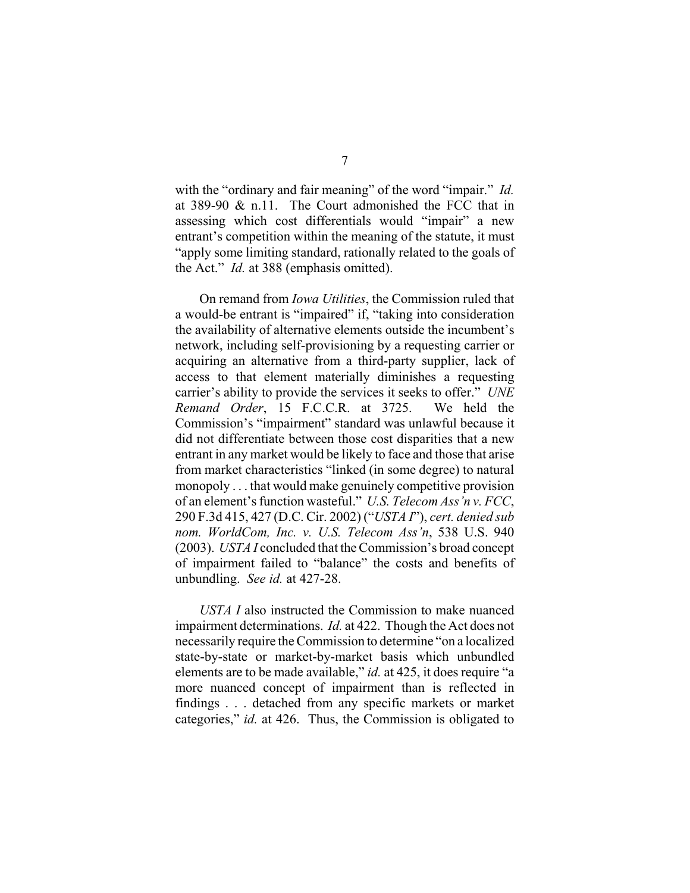with the "ordinary and fair meaning" of the word "impair." *Id.* at 389-90 & n.11. The Court admonished the FCC that in assessing which cost differentials would "impair" a new entrant's competition within the meaning of the statute, it must "apply some limiting standard, rationally related to the goals of the Act." *Id.* at 388 (emphasis omitted).

On remand from *Iowa Utilities*, the Commission ruled that a would-be entrant is "impaired" if, "taking into consideration the availability of alternative elements outside the incumbent's network, including self-provisioning by a requesting carrier or acquiring an alternative from a third-party supplier, lack of access to that element materially diminishes a requesting carrier's ability to provide the services it seeks to offer." *UNE Remand Order*, 15 F.C.C.R. at 3725. We held the Commission's "impairment" standard was unlawful because it did not differentiate between those cost disparities that a new entrant in any market would be likely to face and those that arise from market characteristics "linked (in some degree) to natural monopoly . . . that would make genuinely competitive provision of an element's function wasteful." *U.S. Telecom Ass'n v. FCC*, 290 F.3d 415, 427 (D.C. Cir. 2002) ("*USTA I*"), *cert. denied sub nom. WorldCom, Inc. v. U.S. Telecom Ass'n*, 538 U.S. 940 (2003). *USTA I* concluded that the Commission's broad concept of impairment failed to "balance" the costs and benefits of unbundling. *See id.* at 427-28.

*USTA I* also instructed the Commission to make nuanced impairment determinations. *Id.* at 422. Though the Act does not necessarily require the Commission to determine "on a localized state-by-state or market-by-market basis which unbundled elements are to be made available," *id.* at 425, it does require "a more nuanced concept of impairment than is reflected in findings . . . detached from any specific markets or market categories," *id.* at 426. Thus, the Commission is obligated to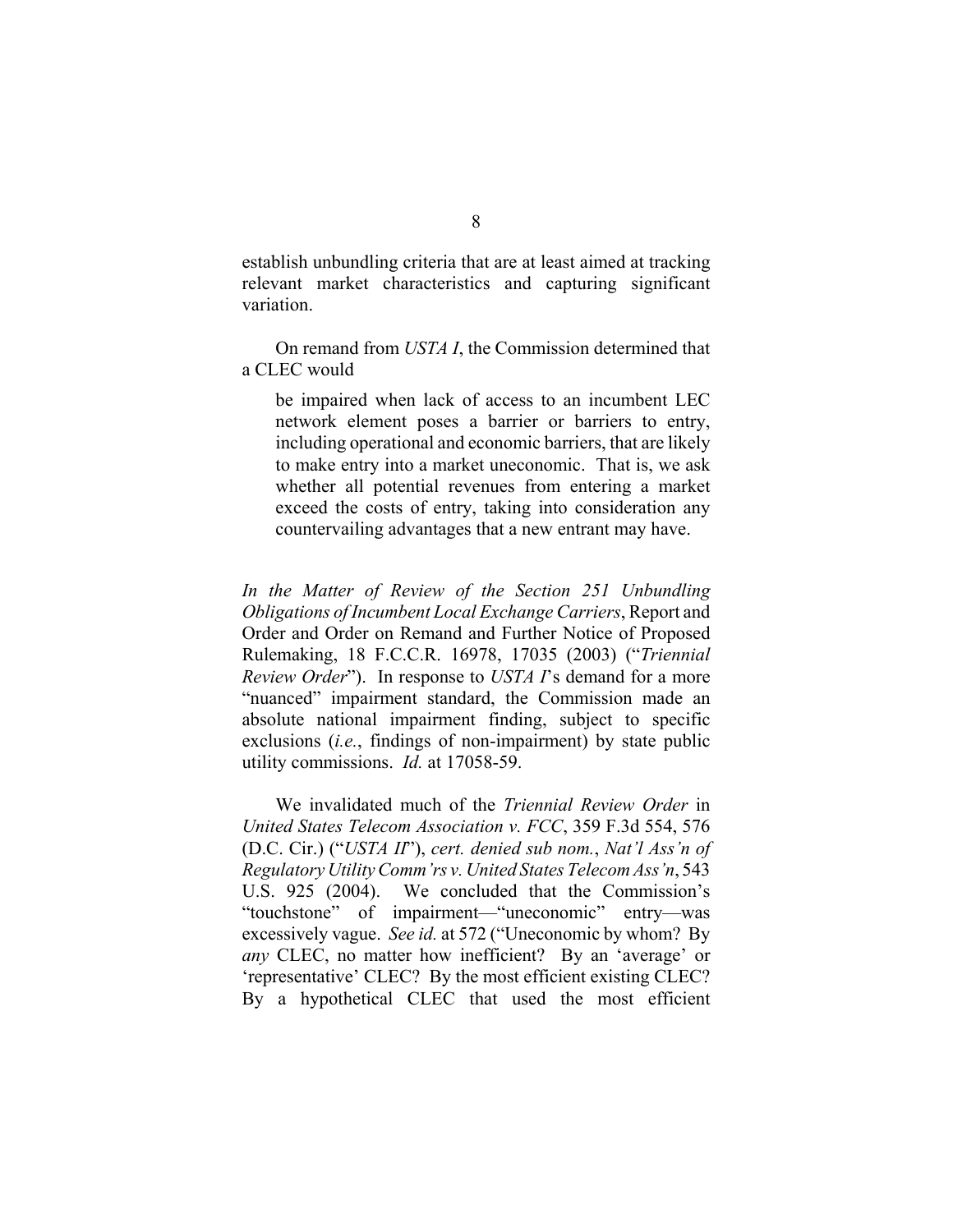establish unbundling criteria that are at least aimed at tracking relevant market characteristics and capturing significant variation.

On remand from *USTA I*, the Commission determined that a CLEC would

> be impaired when lack of access to an incumbent LEC network element poses a barrier or barriers to entry, including operational and economic barriers, that are likely to make entry into a market uneconomic. That is, we ask whether all potential revenues from entering a market exceed the costs of entry, taking into consideration any countervailing advantages that a new entrant may have.

*In the Matter of Review of the Section 251 Unbundling Obligations of Incumbent Local Exchange Carriers*, Report and Order and Order on Remand and Further Notice of Proposed Rulemaking, 18 F.C.C.R. 16978, 17035 (2003) ("*Triennial Review Order*"). In response to *USTA I*'s demand for a more "nuanced" impairment standard, the Commission made an absolute national impairment finding, subject to specific exclusions (*i.e.*, findings of non-impairment) by state public utility commissions. *Id.* at 17058-59.

We invalidated much of the *Triennial Review Order* in *United States Telecom Association v. FCC*, 359 F.3d 554, 576 (D.C. Cir.) ("*USTA II*"), *cert. denied sub nom.*, *Nat'l Ass'n of Regulatory Utility Comm'rs v. United States Telecom Ass'n*, 543 U.S. 925 (2004). We concluded that the Commission's "touchstone" of impairment—"uneconomic" entry—was excessively vague. *See id.* at 572 ("Uneconomic by whom? By *any* CLEC, no matter how inefficient? By an 'average' or 'representative' CLEC? By the most efficient existing CLEC? By a hypothetical CLEC that used the most efficient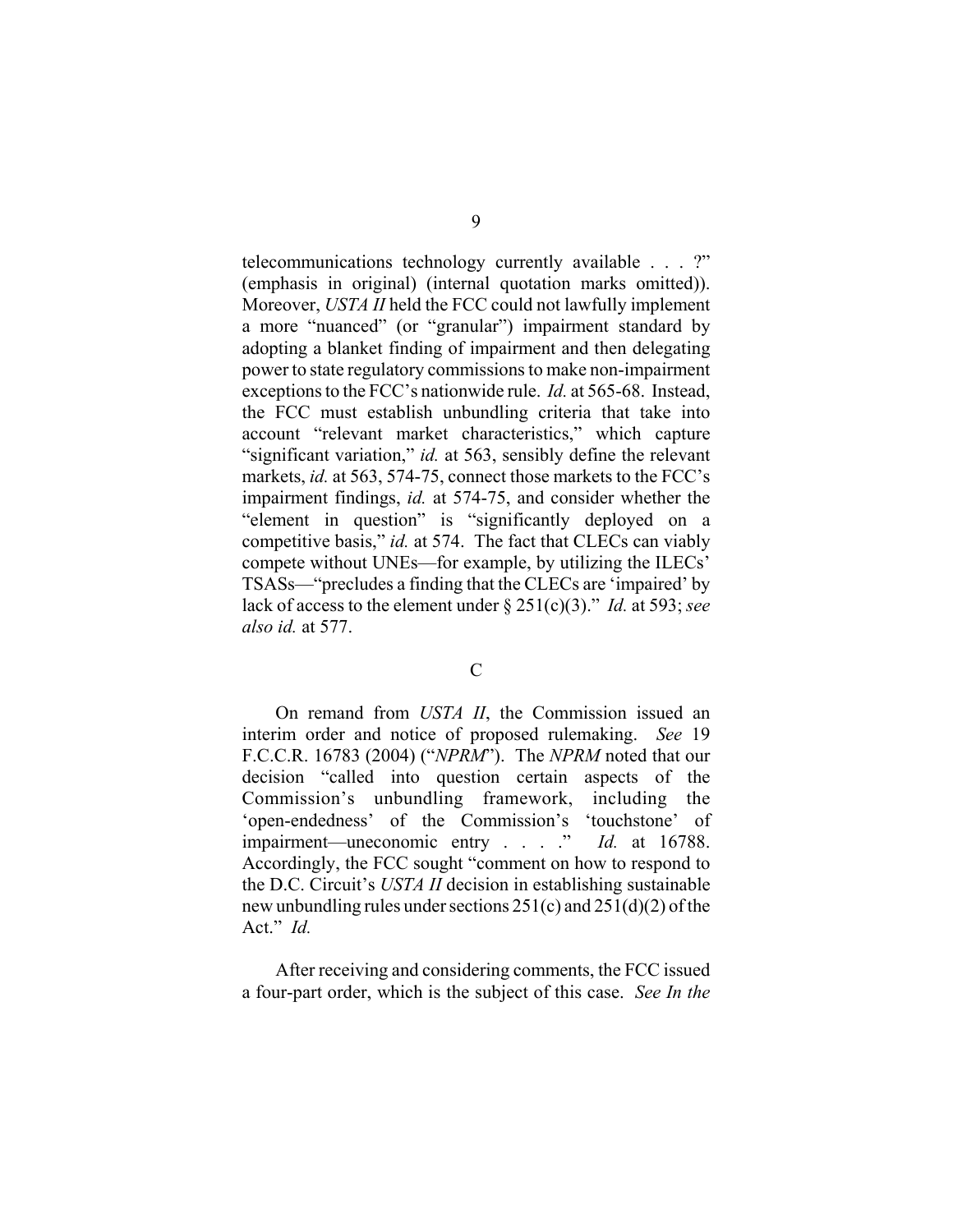telecommunications technology currently available . . . ?" (emphasis in original) (internal quotation marks omitted)). Moreover, *USTA II* held the FCC could not lawfully implement a more "nuanced" (or "granular") impairment standard by adopting a blanket finding of impairment and then delegating power to state regulatory commissions to make non-impairment exceptions to the FCC's nationwide rule. *Id.* at 565-68. Instead, the FCC must establish unbundling criteria that take into account "relevant market characteristics," which capture "significant variation," *id.* at 563, sensibly define the relevant markets, *id.* at 563, 574-75, connect those markets to the FCC's impairment findings, *id.* at 574-75, and consider whether the "element in question" is "significantly deployed on a competitive basis," *id.* at 574. The fact that CLECs can viably compete without UNEs—for example, by utilizing the ILECs' TSASs—"precludes a finding that the CLECs are 'impaired' by lack of access to the element under § 251(c)(3)." *Id.* at 593; *see also id.* at 577.

C

On remand from *USTA II*, the Commission issued an interim order and notice of proposed rulemaking. *See* 19 F.C.C.R. 16783 (2004) ("*NPRM*"). The *NPRM* noted that our decision "called into question certain aspects of the Commission's unbundling framework, including the 'open-endedness' of the Commission's 'touchstone' of impairment—uneconomic entry . . . ." *Id.* at 16788. Accordingly, the FCC sought "comment on how to respond to the D.C. Circuit's *USTA II* decision in establishing sustainable new unbundling rules under sections 251(c) and 251(d)(2) of the Act." *Id.*

After receiving and considering comments, the FCC issued a four-part order, which is the subject of this case. *See In the*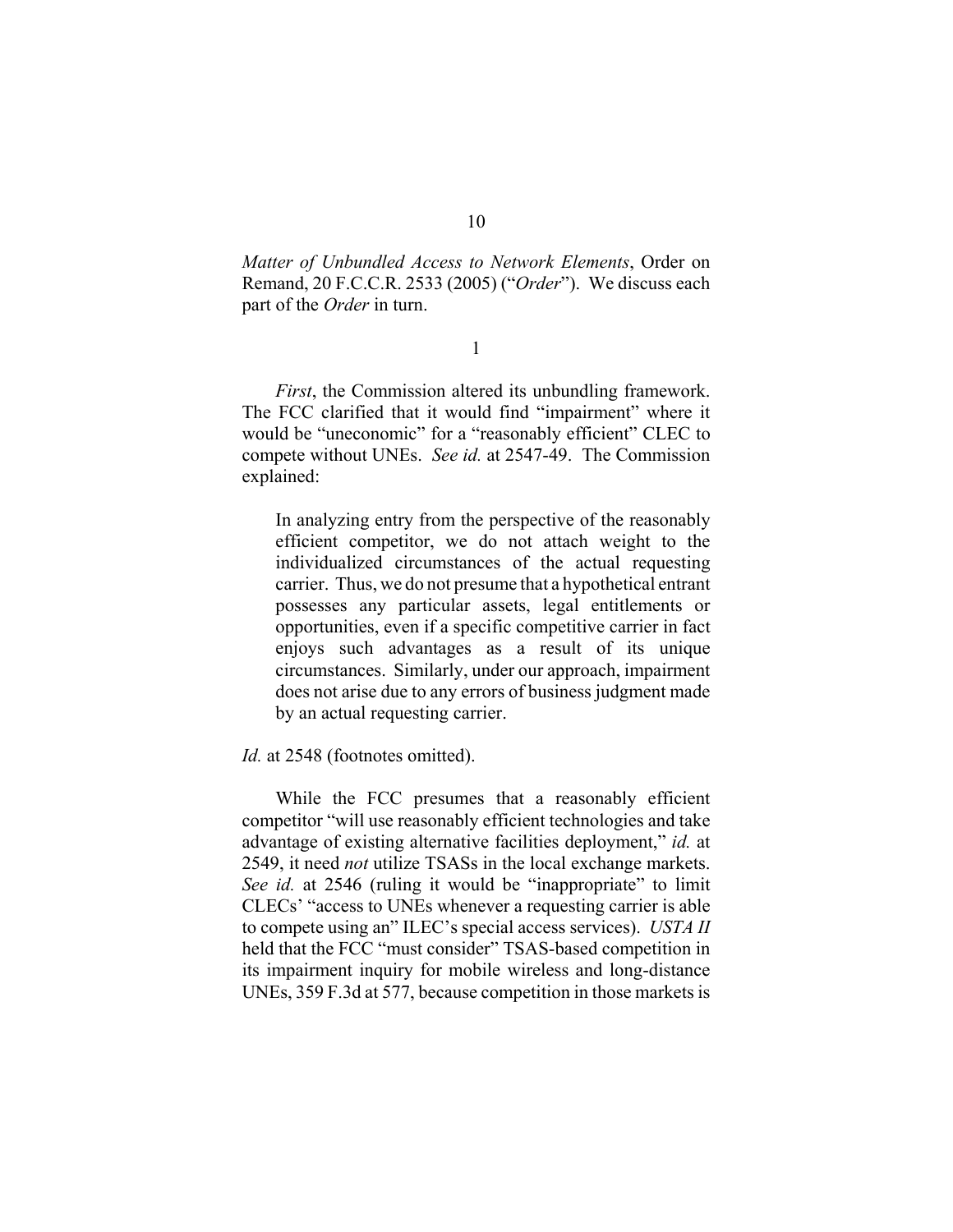*Matter of Unbundled Access to Network Elements*, Order on Remand, 20 F.C.C.R. 2533 (2005) ("*Order*"). We discuss each part of the *Order* in turn.

1

*First*, the Commission altered its unbundling framework. The FCC clarified that it would find "impairment" where it would be "uneconomic" for a "reasonably efficient" CLEC to compete without UNEs. *See id.* at 2547-49. The Commission explained:

> In analyzing entry from the perspective of the reasonably efficient competitor, we do not attach weight to the individualized circumstances of the actual requesting carrier. Thus, we do not presume that a hypothetical entrant possesses any particular assets, legal entitlements or opportunities, even if a specific competitive carrier in fact enjoys such advantages as a result of its unique circumstances. Similarly, under our approach, impairment does not arise due to any errors of business judgment made by an actual requesting carrier.

*Id.* at 2548 (footnotes omitted).

While the FCC presumes that a reasonably efficient competitor "will use reasonably efficient technologies and take advantage of existing alternative facilities deployment," *id.* at 2549, it need *not* utilize TSASs in the local exchange markets. *See id.* at 2546 (ruling it would be "inappropriate" to limit CLECs' "access to UNEs whenever a requesting carrier is able to compete using an" ILEC's special access services). *USTA II* held that the FCC "must consider" TSAS-based competition in its impairment inquiry for mobile wireless and long-distance UNEs, 359 F.3d at 577, because competition in those markets is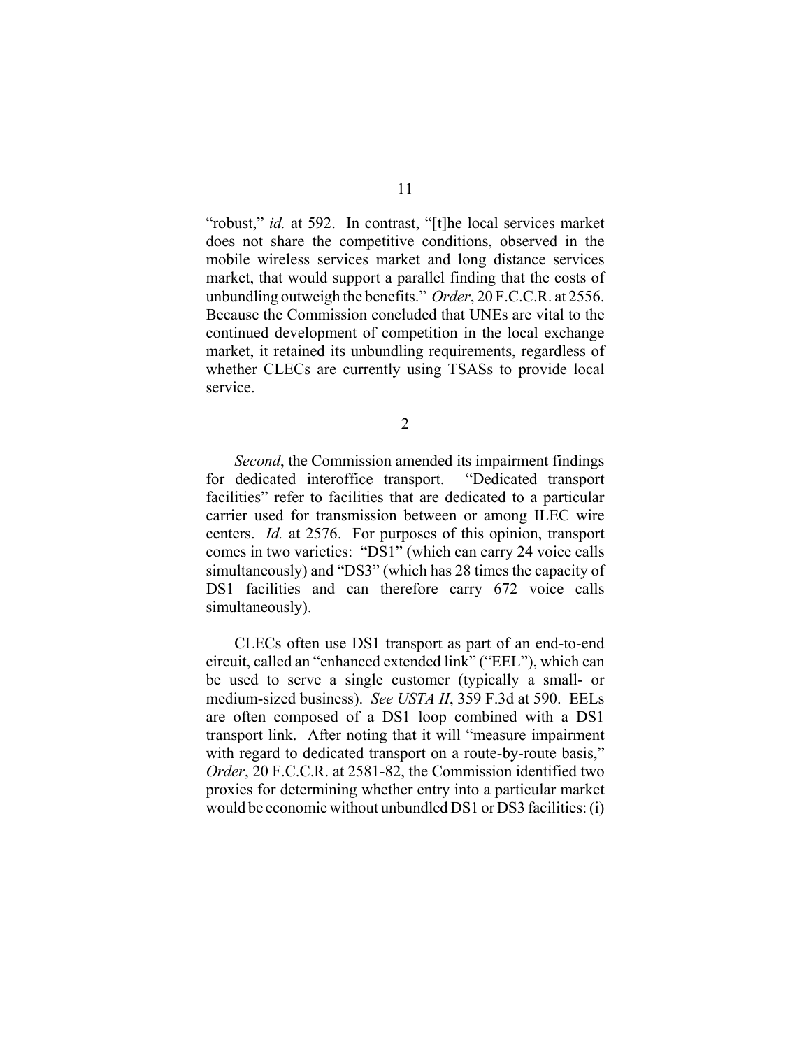"robust," *id.* at 592. In contrast, "[t]he local services market does not share the competitive conditions, observed in the mobile wireless services market and long distance services market, that would support a parallel finding that the costs of unbundling outweigh the benefits." *Order*, 20 F.C.C.R. at 2556. Because the Commission concluded that UNEs are vital to the continued development of competition in the local exchange market, it retained its unbundling requirements, regardless of whether CLECs are currently using TSASs to provide local service.

2

*Second*, the Commission amended its impairment findings for dedicated interoffice transport. "Dedicated transport facilities" refer to facilities that are dedicated to a particular carrier used for transmission between or among ILEC wire centers. *Id.* at 2576. For purposes of this opinion, transport comes in two varieties: "DS1" (which can carry 24 voice calls simultaneously) and "DS3" (which has 28 times the capacity of DS1 facilities and can therefore carry 672 voice calls simultaneously).

CLECs often use DS1 transport as part of an end-to-end circuit, called an "enhanced extended link" ("EEL"), which can be used to serve a single customer (typically a small- or medium-sized business). *See USTA II*, 359 F.3d at 590. EELs are often composed of a DS1 loop combined with a DS1 transport link. After noting that it will "measure impairment with regard to dedicated transport on a route-by-route basis," *Order*, 20 F.C.C.R. at 2581-82, the Commission identified two proxies for determining whether entry into a particular market would be economic without unbundled DS1 or DS3 facilities: (i)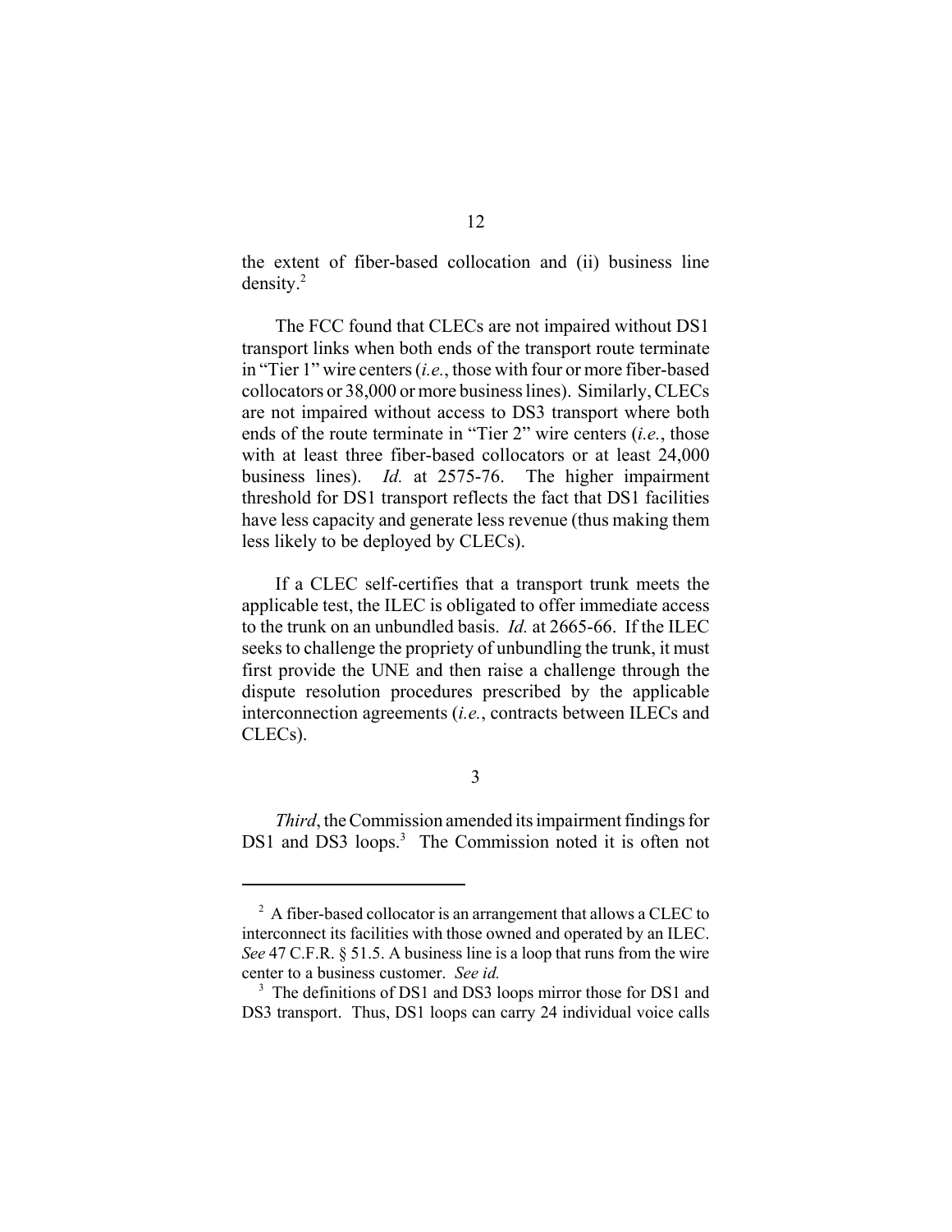the extent of fiber-based collocation and (ii) business line density.[2]

The FCC found that CLECs are not impaired without DS1 transport links when both ends of the transport route terminate in "Tier 1" wire centers (*i.e.*, those with four or more fiber-based collocators or 38,000 or more business lines). Similarly, CLECs are not impaired without access to DS3 transport where both ends of the route terminate in "Tier 2" wire centers (*i.e.*, those with at least three fiber-based collocators or at least 24,000 business lines). *Id.* at 2575-76. The higher impairment threshold for DS1 transport reflects the fact that DS1 facilities have less capacity and generate less revenue (thus making them less likely to be deployed by CLECs).

If a CLEC self-certifies that a transport trunk meets the applicable test, the ILEC is obligated to offer immediate access to the trunk on an unbundled basis. *Id.* at 2665-66. If the ILEC seeks to challenge the propriety of unbundling the trunk, it must first provide the UNE and then raise a challenge through the dispute resolution procedures prescribed by the applicable interconnection agreements (*i.e.*, contracts between ILECs and CLECs).

3

*Third*, the Commission amended its impairment findings for DS1 and DS3 loops.[3] The Commission noted it is often not

---

[2] A fiber-based collocator is an arrangement that allows a CLEC to interconnect its facilities with those owned and operated by an ILEC. *See* 47 C.F.R. § 51.5. A business line is a loop that runs from the wire center to a business customer. *See id.*

[3] The definitions of DS1 and DS3 loops mirror those for DS1 and DS3 transport. Thus, DS1 loops can carry 24 individual voice calls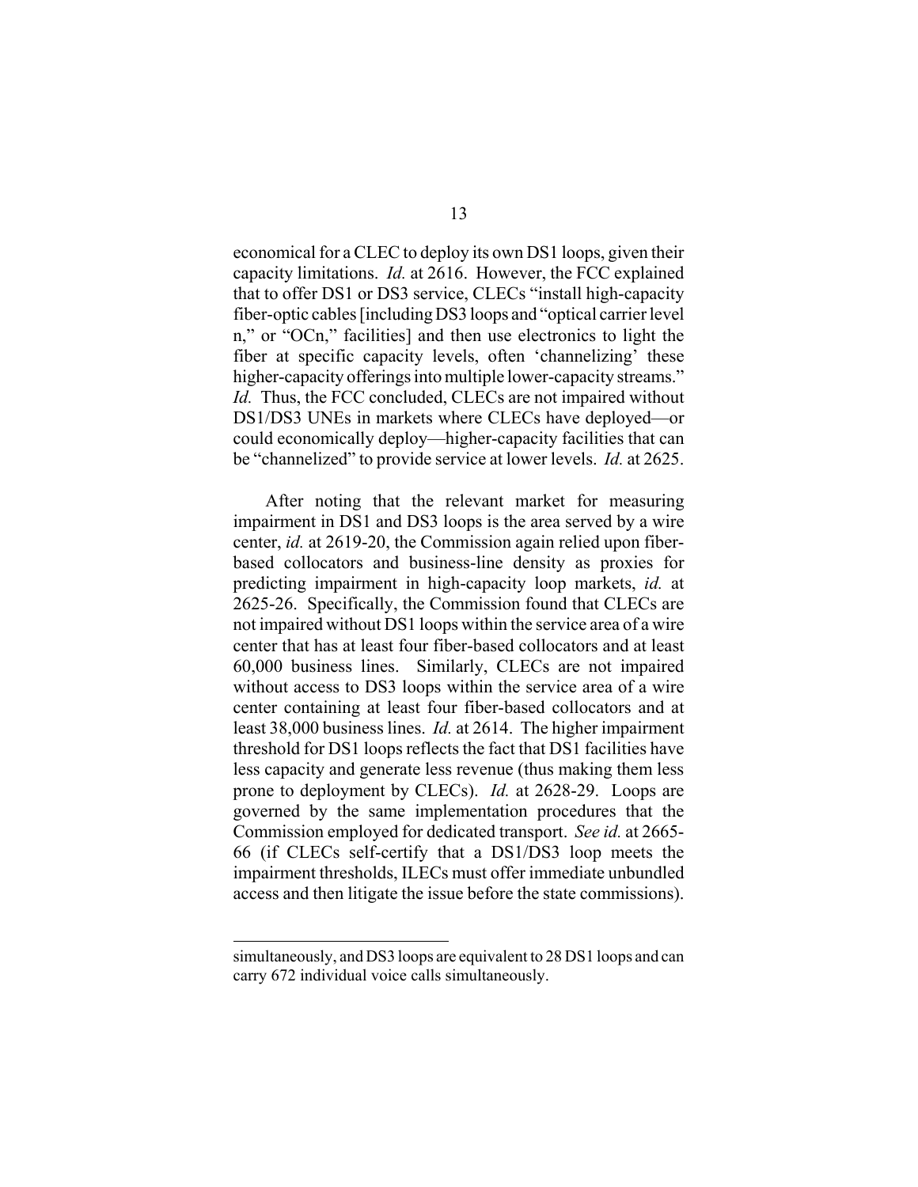economical for a CLEC to deploy its own DS1 loops, given their capacity limitations. *Id.* at 2616. However, the FCC explained that to offer DS1 or DS3 service, CLECs "install high-capacity fiber-optic cables [including DS3 loops and "optical carrier level n," or "OCn," facilities] and then use electronics to light the fiber at specific capacity levels, often 'channelizing' these higher-capacity offerings into multiple lower-capacity streams." *Id.* Thus, the FCC concluded, CLECs are not impaired without DS1/DS3 UNEs in markets where CLECs have deployed—or could economically deploy—higher-capacity facilities that can be "channelized" to provide service at lower levels. *Id.* at 2625.

After noting that the relevant market for measuring impairment in DS1 and DS3 loops is the area served by a wire center, *id.* at 2619-20, the Commission again relied upon fiber-based collocators and business-line density as proxies for predicting impairment in high-capacity loop markets, *id.* at 2625-26. Specifically, the Commission found that CLECs are not impaired without DS1 loops within the service area of a wire center that has at least four fiber-based collocators and at least 60,000 business lines. Similarly, CLECs are not impaired without access to DS3 loops within the service area of a wire center containing at least four fiber-based collocators and at least 38,000 business lines. *Id.* at 2614. The higher impairment threshold for DS1 loops reflects the fact that DS1 facilities have less capacity and generate less revenue (thus making them less prone to deployment by CLECs). *Id.* at 2628-29. Loops are governed by the same implementation procedures that the Commission employed for dedicated transport. *See id.* at 2665-66 (if CLECs self-certify that a DS1/DS3 loop meets the impairment thresholds, ILECs must offer immediate unbundled access and then litigate the issue before the state commissions).

---

simultaneously, and DS3 loops are equivalent to 28 DS1 loops and can carry 672 individual voice calls simultaneously.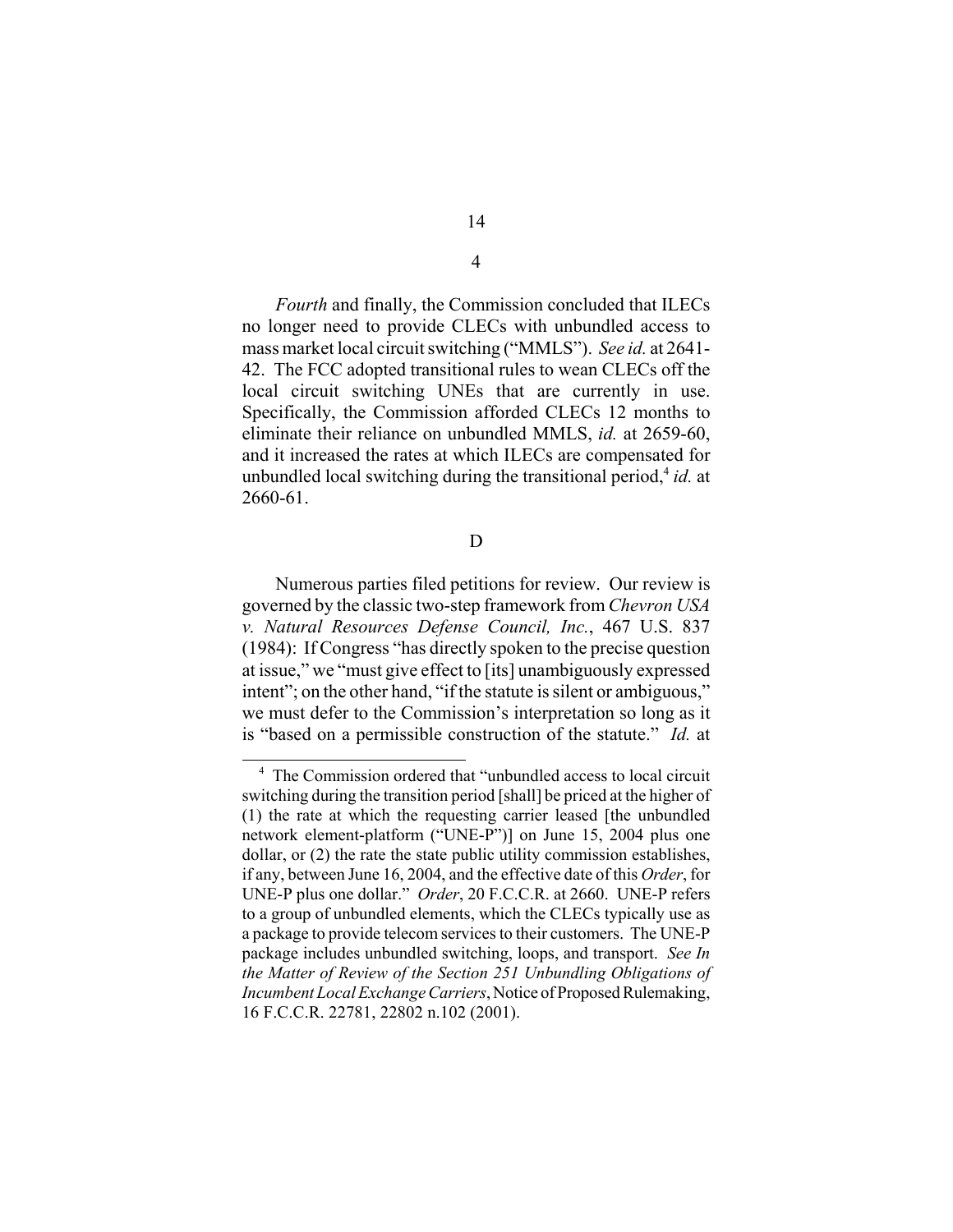*Fourth* and finally, the Commission concluded that ILECs no longer need to provide CLECs with unbundled access to mass market local circuit switching ("MMLS"). *See id.* at 2641-42. The FCC adopted transitional rules to wean CLECs off the local circuit switching UNEs that are currently in use. Specifically, the Commission afforded CLECs 12 months to eliminate their reliance on unbundled MMLS, *id.* at 2659-60, and it increased the rates at which ILECs are compensated for unbundled local switching during the transitional period,[4] *id.* at 2660-61.

D

Numerous parties filed petitions for review. Our review is governed by the classic two-step framework from *Chevron USA v. Natural Resources Defense Council, Inc.*, 467 U.S. 837 (1984): If Congress "has directly spoken to the precise question at issue," we "must give effect to [its] unambiguously expressed intent"; on the other hand, "if the statute is silent or ambiguous," we must defer to the Commission's interpretation so long as it is "based on a permissible construction of the statute." *Id.* at

---

[4] The Commission ordered that "unbundled access to local circuit switching during the transition period [shall] be priced at the higher of (1) the rate at which the requesting carrier leased [the unbundled network element-platform ("UNE-P")] on June 15, 2004 plus one dollar, or (2) the rate the state public utility commission establishes, if any, between June 16, 2004, and the effective date of this *Order*, for UNE-P plus one dollar." *Order*, 20 F.C.C.R. at 2660. UNE-P refers to a group of unbundled elements, which the CLECs typically use as a package to provide telecom services to their customers. The UNE-P package includes unbundled switching, loops, and transport. *See In the Matter of Review of the Section 251 Unbundling Obligations of Incumbent Local Exchange Carriers*, Notice of Proposed Rulemaking, 16 F.C.C.R. 22781, 22802 n.102 (2001).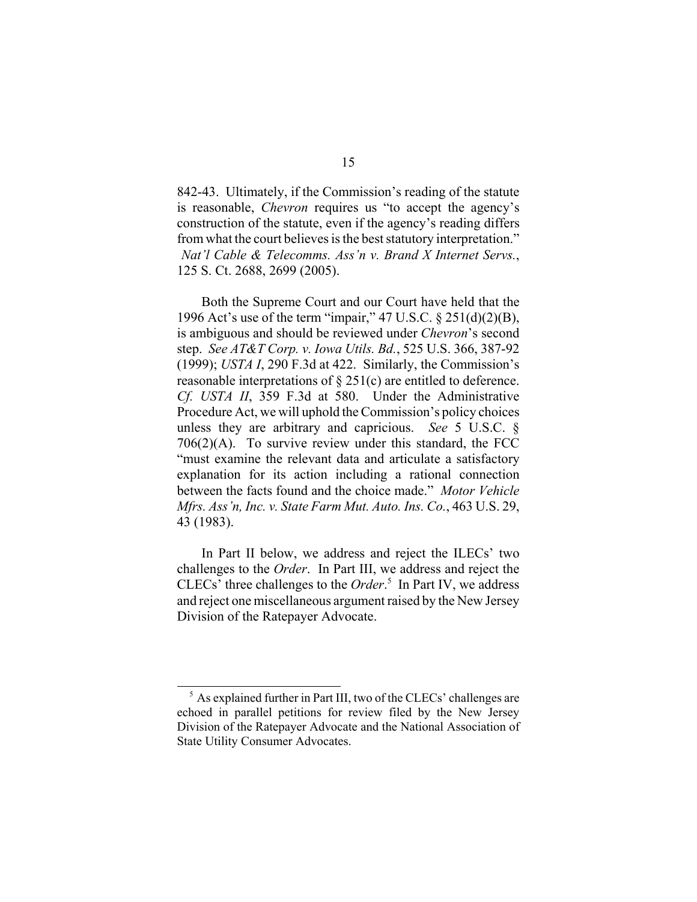842-43. Ultimately, if the Commission's reading of the statute is reasonable, *Chevron* requires us "to accept the agency's construction of the statute, even if the agency's reading differs from what the court believes is the best statutory interpretation." *Nat'l Cable & Telecomms. Ass'n v. Brand X Internet Servs.*, 125 S. Ct. 2688, 2699 (2005).

Both the Supreme Court and our Court have held that the 1996 Act's use of the term "impair," 47 U.S.C. § 251(d)(2)(B), is ambiguous and should be reviewed under *Chevron*'s second step. *See AT&T Corp. v. Iowa Utils. Bd.*, 525 U.S. 366, 387-92 (1999); *USTA I*, 290 F.3d at 422. Similarly, the Commission's reasonable interpretations of § 251(c) are entitled to deference. *Cf. USTA II*, 359 F.3d at 580. Under the Administrative Procedure Act, we will uphold the Commission's policy choices unless they are arbitrary and capricious. *See* 5 U.S.C. § 706(2)(A). To survive review under this standard, the FCC "must examine the relevant data and articulate a satisfactory explanation for its action including a rational connection between the facts found and the choice made." *Motor Vehicle Mfrs. Ass'n, Inc. v. State Farm Mut. Auto. Ins. Co.*, 463 U.S. 29, 43 (1983).

In Part II below, we address and reject the ILECs' two challenges to the *Order*. In Part III, we address and reject the CLECs' three challenges to the *Order*.[5] In Part IV, we address and reject one miscellaneous argument raised by the New Jersey Division of the Ratepayer Advocate.

[5] As explained further in Part III, two of the CLECs' challenges are echoed in parallel petitions for review filed by the New Jersey Division of the Ratepayer Advocate and the National Association of State Utility Consumer Advocates.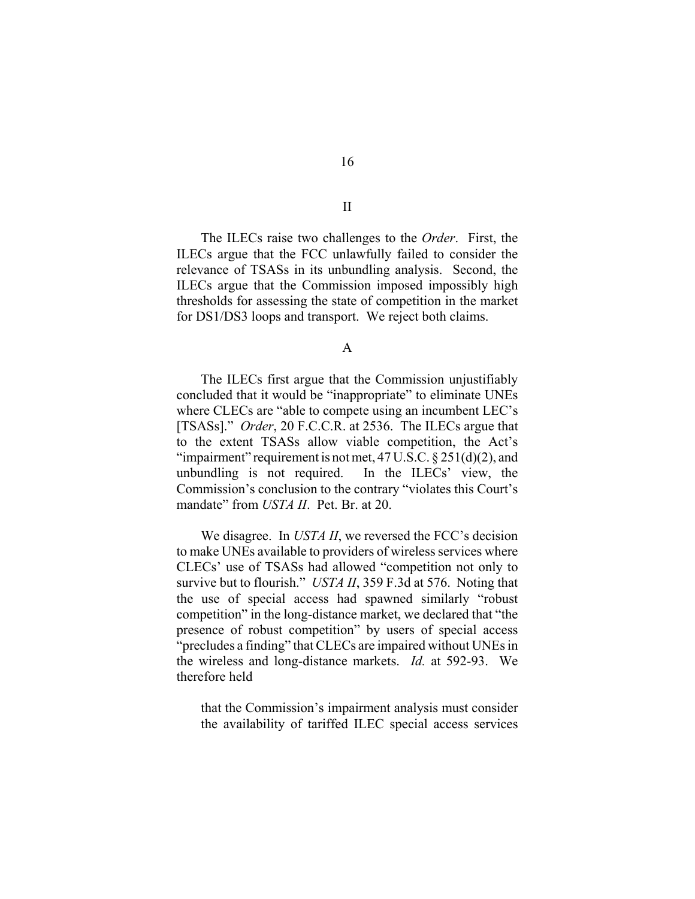## II

The ILECs raise two challenges to the *Order*. First, the ILECs argue that the FCC unlawfully failed to consider the relevance of TSASs in its unbundling analysis. Second, the ILECs argue that the Commission imposed impossibly high thresholds for assessing the state of competition in the market for DS1/DS3 loops and transport. We reject both claims.

### A

The ILECs first argue that the Commission unjustifiably concluded that it would be "inappropriate" to eliminate UNEs where CLECs are "able to compete using an incumbent LEC's [TSASs]." *Order*, 20 F.C.C.R. at 2536. The ILECs argue that to the extent TSASs allow viable competition, the Act's "impairment" requirement is not met, 47 U.S.C. § 251(d)(2), and unbundling is not required. In the ILECs' view, the Commission's conclusion to the contrary "violates this Court's mandate" from *USTA II*. Pet. Br. at 20.

We disagree. In *USTA II*, we reversed the FCC's decision to make UNEs available to providers of wireless services where CLECs' use of TSASs had allowed "competition not only to survive but to flourish." *USTA II*, 359 F.3d at 576. Noting that the use of special access had spawned similarly "robust competition" in the long-distance market, we declared that "the presence of robust competition" by users of special access "precludes a finding" that CLECs are impaired without UNEs in the wireless and long-distance markets. *Id.* at 592-93. We therefore held

> that the Commission's impairment analysis must consider the availability of tariffed ILEC special access services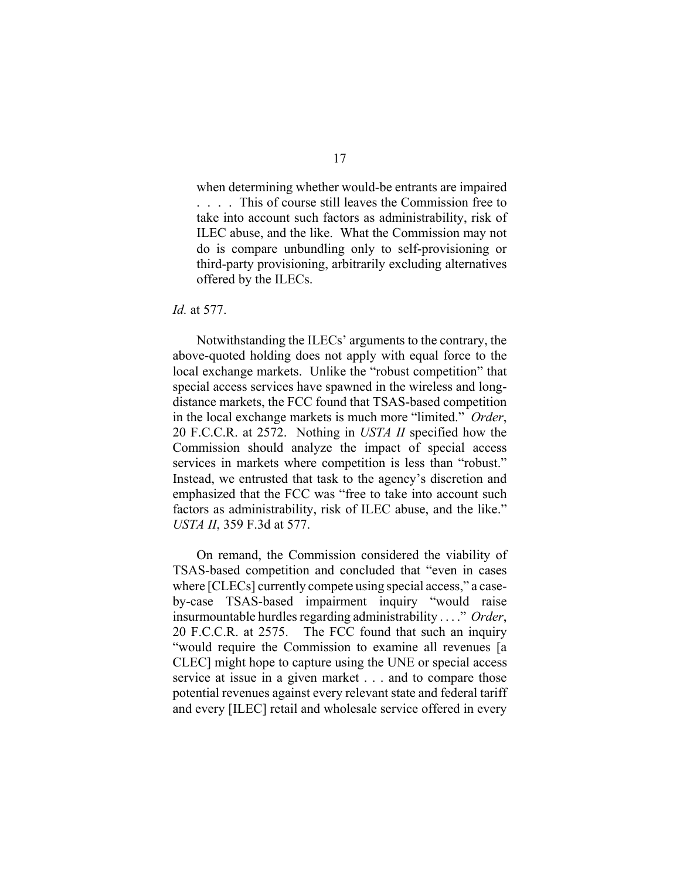> when determining whether would-be entrants are impaired . . . . This of course still leaves the Commission free to take into account such factors as administrability, risk of ILEC abuse, and the like. What the Commission may not do is compare unbundling only to self-provisioning or third-party provisioning, arbitrarily excluding alternatives offered by the ILECs.

*Id.* at 577.

Notwithstanding the ILECs' arguments to the contrary, the above-quoted holding does not apply with equal force to the local exchange markets. Unlike the "robust competition" that special access services have spawned in the wireless and long-distance markets, the FCC found that TSAS-based competition in the local exchange markets is much more "limited." *Order*, 20 F.C.C.R. at 2572. Nothing in *USTA II* specified how the Commission should analyze the impact of special access services in markets where competition is less than "robust." Instead, we entrusted that task to the agency's discretion and emphasized that the FCC was "free to take into account such factors as administrability, risk of ILEC abuse, and the like." *USTA II*, 359 F.3d at 577.

On remand, the Commission considered the viability of TSAS-based competition and concluded that "even in cases where [CLECs] currently compete using special access," a case-by-case TSAS-based impairment inquiry "would raise insurmountable hurdles regarding administrability . . . ." *Order*, 20 F.C.C.R. at 2575. The FCC found that such an inquiry "would require the Commission to examine all revenues [a CLEC] might hope to capture using the UNE or special access service at issue in a given market . . . and to compare those potential revenues against every relevant state and federal tariff and every [ILEC] retail and wholesale service offered in every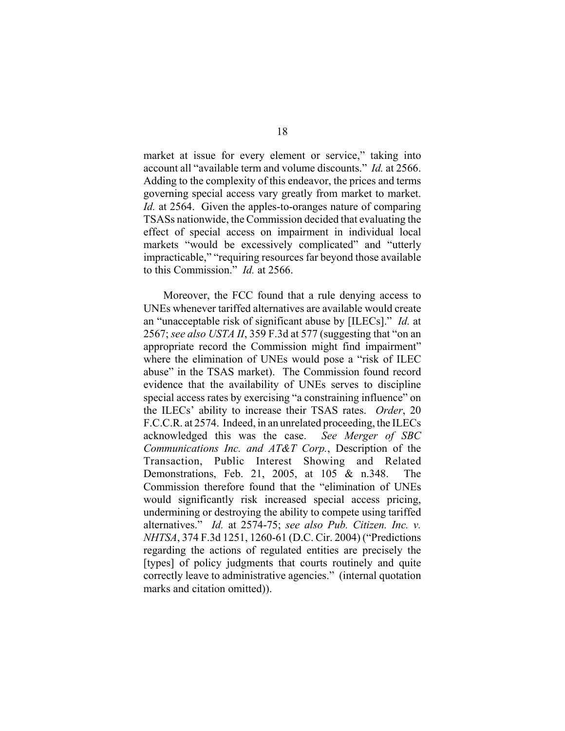market at issue for every element or service," taking into account all "available term and volume discounts." *Id.* at 2566. Adding to the complexity of this endeavor, the prices and terms governing special access vary greatly from market to market. *Id.* at 2564. Given the apples-to-oranges nature of comparing TSASs nationwide, the Commission decided that evaluating the effect of special access on impairment in individual local markets "would be excessively complicated" and "utterly impracticable," "requiring resources far beyond those available to this Commission." *Id.* at 2566.

Moreover, the FCC found that a rule denying access to UNEs whenever tariffed alternatives are available would create an "unacceptable risk of significant abuse by [ILECs]." *Id.* at 2567; *see also USTA II*, 359 F.3d at 577 (suggesting that "on an appropriate record the Commission might find impairment" where the elimination of UNEs would pose a "risk of ILEC abuse" in the TSAS market). The Commission found record evidence that the availability of UNEs serves to discipline special access rates by exercising "a constraining influence" on the ILECs' ability to increase their TSAS rates. *Order*, 20 F.C.C.R. at 2574. Indeed, in an unrelated proceeding, the ILECs acknowledged this was the case. *See Merger of SBC Communications Inc. and AT&T Corp.*, Description of the Transaction, Public Interest Showing and Related Demonstrations, Feb. 21, 2005, at 105 & n.348. The Commission therefore found that the "elimination of UNEs would significantly risk increased special access pricing, undermining or destroying the ability to compete using tariffed alternatives." *Id.* at 2574-75; *see also Pub. Citizen. Inc. v. NHTSA*, 374 F.3d 1251, 1260-61 (D.C. Cir. 2004) ("Predictions regarding the actions of regulated entities are precisely the [types] of policy judgments that courts routinely and quite correctly leave to administrative agencies." (internal quotation marks and citation omitted)).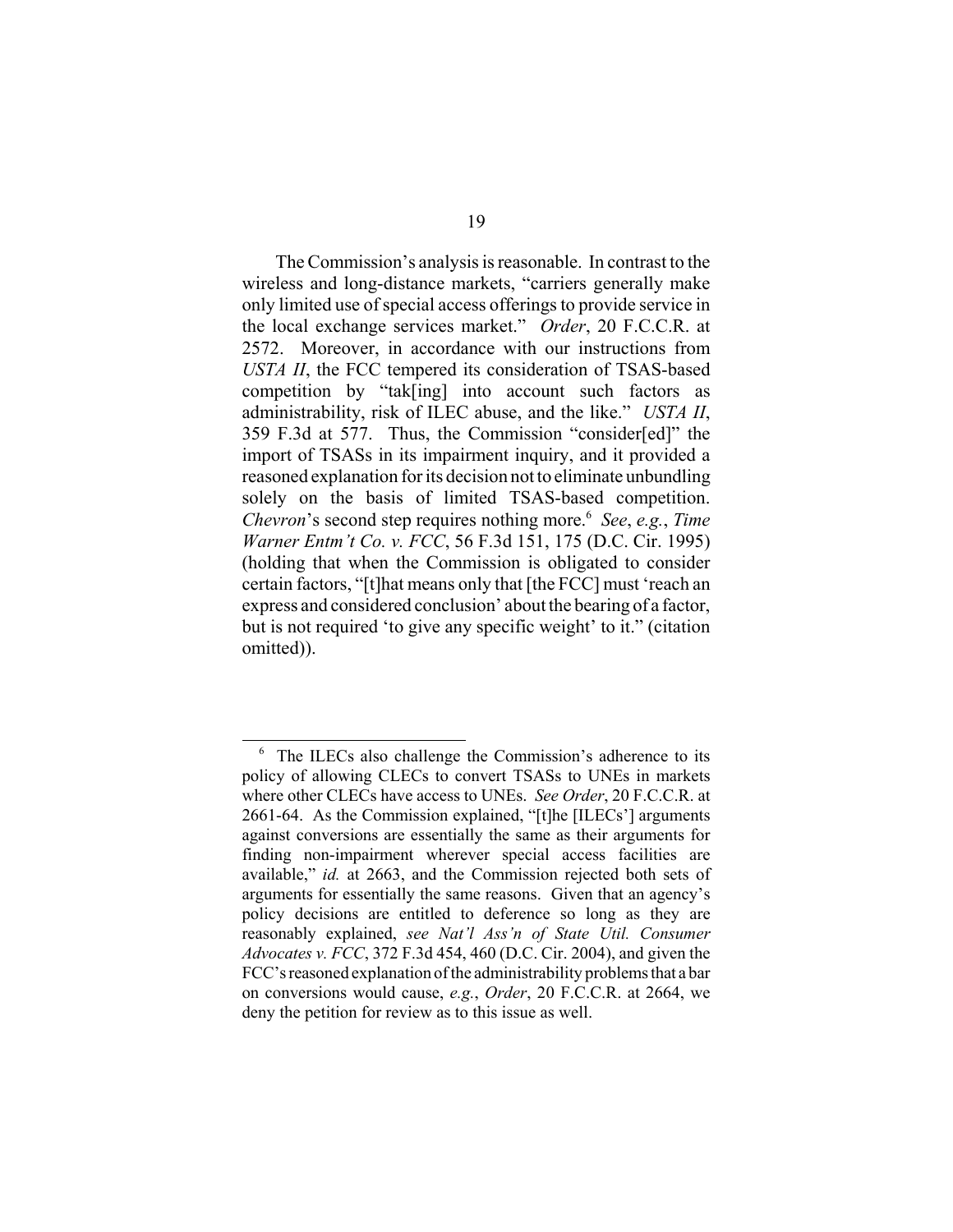The Commission's analysis is reasonable. In contrast to the wireless and long-distance markets, "carriers generally make only limited use of special access offerings to provide service in the local exchange services market." *Order*, 20 F.C.C.R. at 2572. Moreover, in accordance with our instructions from *USTA II*, the FCC tempered its consideration of TSAS-based competition by "tak[ing] into account such factors as administrability, risk of ILEC abuse, and the like." *USTA II*, 359 F.3d at 577. Thus, the Commission "consider[ed]" the import of TSASs in its impairment inquiry, and it provided a reasoned explanation for its decision not to eliminate unbundling solely on the basis of limited TSAS-based competition. *Chevron*'s second step requires nothing more.[6] *See*, *e.g.*, *Time Warner Entm't Co. v. FCC*, 56 F.3d 151, 175 (D.C. Cir. 1995) (holding that when the Commission is obligated to consider certain factors, "[t]hat means only that [the FCC] must 'reach an express and considered conclusion' about the bearing of a factor, but is not required 'to give any specific weight' to it." (citation omitted)).

---

[6] The ILECs also challenge the Commission's adherence to its policy of allowing CLECs to convert TSASs to UNEs in markets where other CLECs have access to UNEs. *See Order*, 20 F.C.C.R. at 2661-64. As the Commission explained, "[t]he [ILECs'] arguments against conversions are essentially the same as their arguments for finding non-impairment wherever special access facilities are available," *id.* at 2663, and the Commission rejected both sets of arguments for essentially the same reasons. Given that an agency's policy decisions are entitled to deference so long as they are reasonably explained, *see Nat'l Ass'n of State Util. Consumer Advocates v. FCC*, 372 F.3d 454, 460 (D.C. Cir. 2004), and given the FCC's reasoned explanation of the administrability problems that a bar on conversions would cause, *e.g.*, *Order*, 20 F.C.C.R. at 2664, we deny the petition for review as to this issue as well.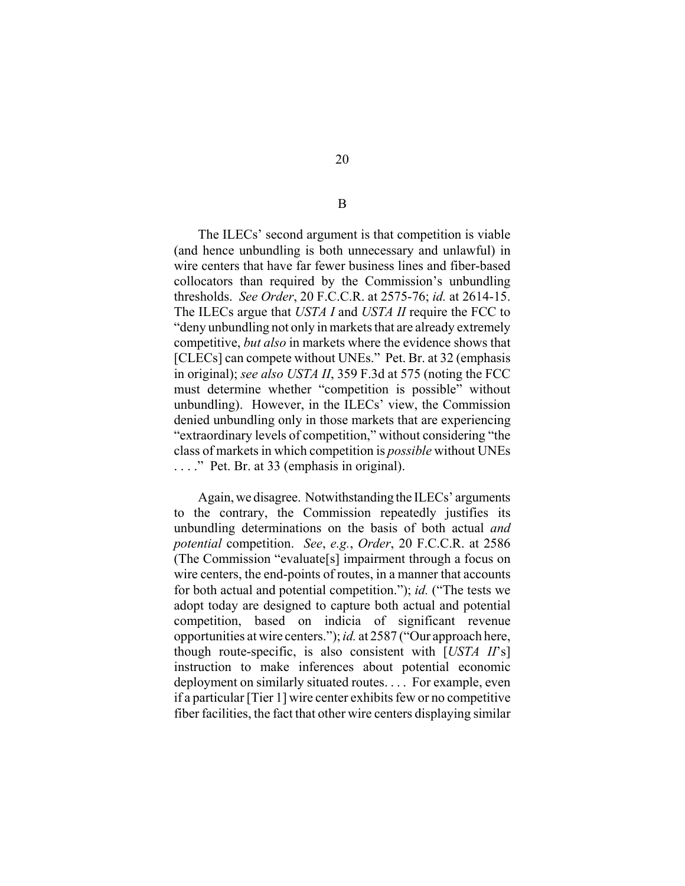## B

The ILECs' second argument is that competition is viable (and hence unbundling is both unnecessary and unlawful) in wire centers that have far fewer business lines and fiber-based collocators than required by the Commission's unbundling thresholds. *See Order*, 20 F.C.C.R. at 2575-76; *id.* at 2614-15. The ILECs argue that *USTA I* and *USTA II* require the FCC to "deny unbundling not only in markets that are already extremely competitive, *but also* in markets where the evidence shows that [CLECs] can compete without UNEs." Pet. Br. at 32 (emphasis in original); *see also USTA II*, 359 F.3d at 575 (noting the FCC must determine whether "competition is possible" without unbundling). However, in the ILECs' view, the Commission denied unbundling only in those markets that are experiencing "extraordinary levels of competition," without considering "the class of markets in which competition is *possible* without UNEs . . . ." Pet. Br. at 33 (emphasis in original).

Again, we disagree. Notwithstanding the ILECs' arguments to the contrary, the Commission repeatedly justifies its unbundling determinations on the basis of both actual *and potential* competition. *See*, *e.g.*, *Order*, 20 F.C.C.R. at 2586 (The Commission "evaluate[s] impairment through a focus on wire centers, the end-points of routes, in a manner that accounts for both actual and potential competition."); *id.* ("The tests we adopt today are designed to capture both actual and potential competition, based on indicia of significant revenue opportunities at wire centers."); *id.* at 2587 ("Our approach here, though route-specific, is also consistent with [*USTA II*'s] instruction to make inferences about potential economic deployment on similarly situated routes. . . . For example, even if a particular [Tier 1] wire center exhibits few or no competitive fiber facilities, the fact that other wire centers displaying similar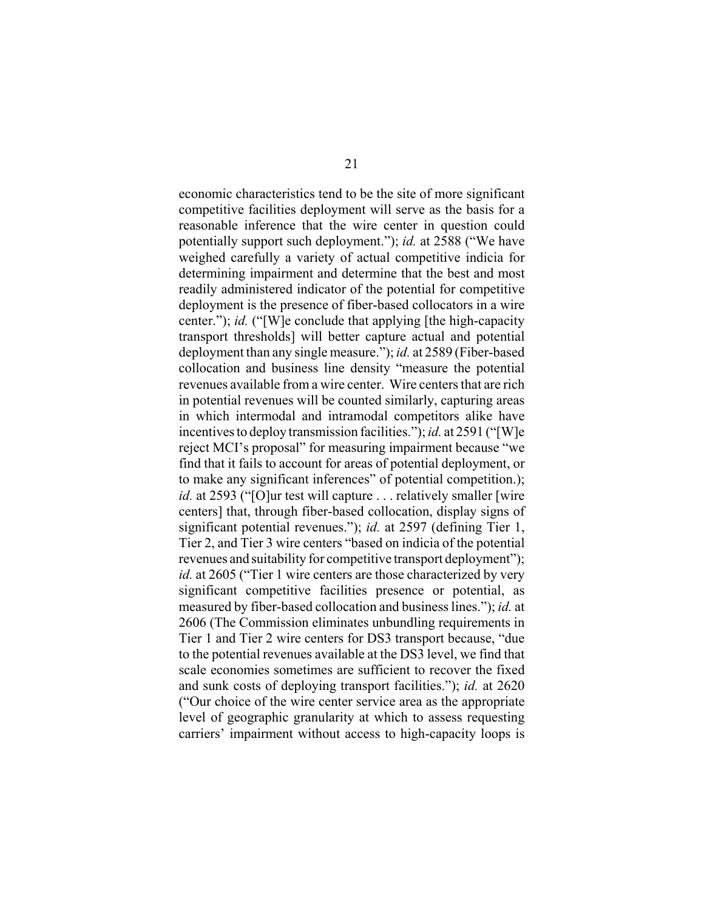economic characteristics tend to be the site of more significant competitive facilities deployment will serve as the basis for a reasonable inference that the wire center in question could potentially support such deployment."); *id.* at 2588 ("We have weighed carefully a variety of actual competitive indicia for determining impairment and determine that the best and most readily administered indicator of the potential for competitive deployment is the presence of fiber-based collocators in a wire center."); *id.* ("[W]e conclude that applying [the high-capacity transport thresholds] will better capture actual and potential deployment than any single measure."); *id.* at 2589 (Fiber-based collocation and business line density "measure the potential revenues available from a wire center. Wire centers that are rich in potential revenues will be counted similarly, capturing areas in which intermodal and intramodal competitors alike have incentives to deploy transmission facilities."); *id.* at 2591 ("[W]e reject MCI's proposal" for measuring impairment because "we find that it fails to account for areas of potential deployment, or to make any significant inferences" of potential competition.); *id.* at 2593 ("[O]ur test will capture . . . relatively smaller [wire centers] that, through fiber-based collocation, display signs of significant potential revenues."); *id.* at 2597 (defining Tier 1, Tier 2, and Tier 3 wire centers "based on indicia of the potential revenues and suitability for competitive transport deployment"); *id.* at 2605 ("Tier 1 wire centers are those characterized by very significant competitive facilities presence or potential, as measured by fiber-based collocation and business lines."); *id.* at 2606 (The Commission eliminates unbundling requirements in Tier 1 and Tier 2 wire centers for DS3 transport because, "due to the potential revenues available at the DS3 level, we find that scale economies sometimes are sufficient to recover the fixed and sunk costs of deploying transport facilities."); *id.* at 2620 ("Our choice of the wire center service area as the appropriate level of geographic granularity at which to assess requesting carriers' impairment without access to high-capacity loops is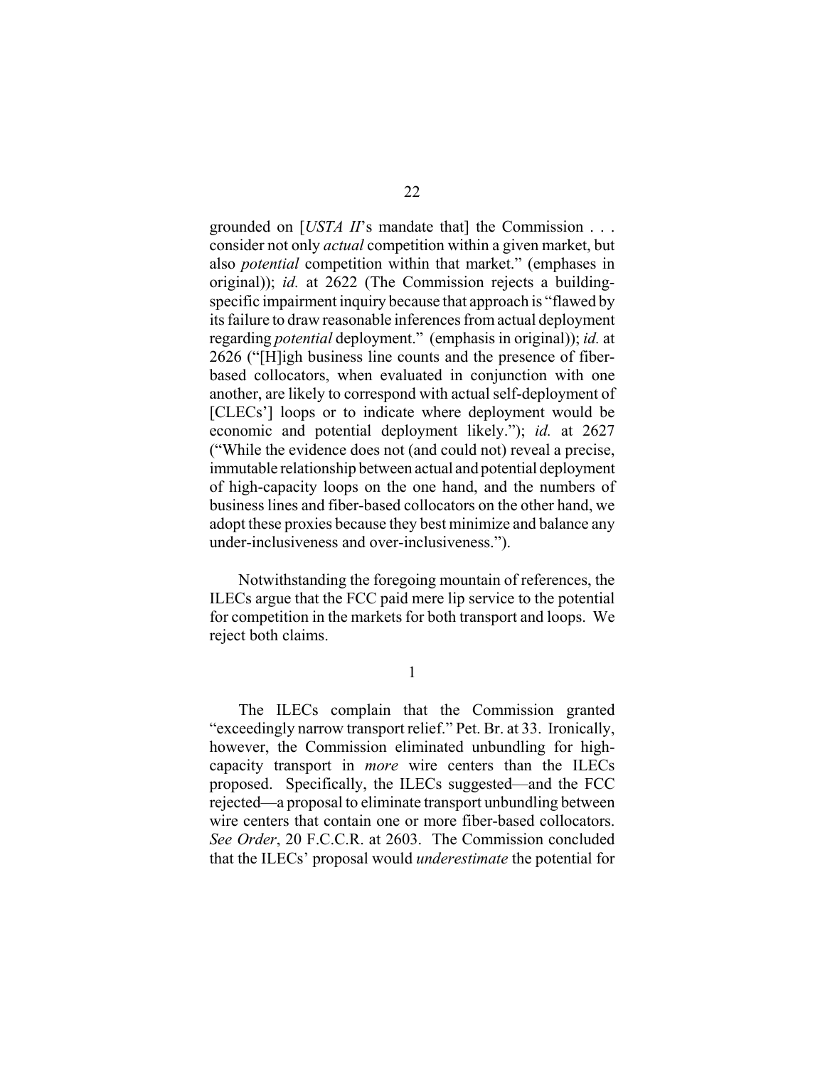grounded on [*USTA II*'s mandate that] the Commission . . . consider not only *actual* competition within a given market, but also *potential* competition within that market." (emphases in original)); *id.* at 2622 (The Commission rejects a building-specific impairment inquiry because that approach is "flawed by its failure to draw reasonable inferences from actual deployment regarding *potential* deployment." (emphasis in original)); *id.* at 2626 ("[H]igh business line counts and the presence of fiber-based collocators, when evaluated in conjunction with one another, are likely to correspond with actual self-deployment of [CLECs'] loops or to indicate where deployment would be economic and potential deployment likely."); *id.* at 2627 ("While the evidence does not (and could not) reveal a precise, immutable relationship between actual and potential deployment of high-capacity loops on the one hand, and the numbers of business lines and fiber-based collocators on the other hand, we adopt these proxies because they best minimize and balance any under-inclusiveness and over-inclusiveness.").

Notwithstanding the foregoing mountain of references, the ILECs argue that the FCC paid mere lip service to the potential for competition in the markets for both transport and loops. We reject both claims.

1

The ILECs complain that the Commission granted "exceedingly narrow transport relief." Pet. Br. at 33. Ironically, however, the Commission eliminated unbundling for high-capacity transport in *more* wire centers than the ILECs proposed. Specifically, the ILECs suggested—and the FCC rejected—a proposal to eliminate transport unbundling between wire centers that contain one or more fiber-based collocators. *See Order*, 20 F.C.C.R. at 2603. The Commission concluded that the ILECs' proposal would *underestimate* the potential for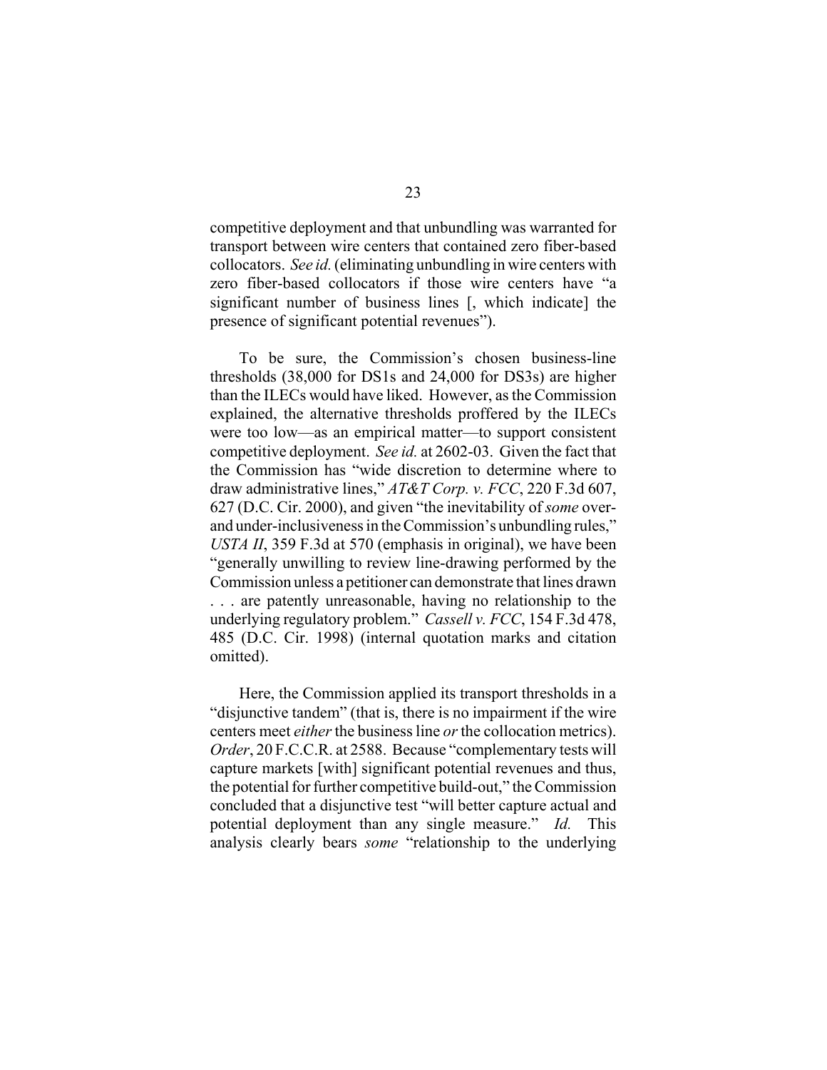competitive deployment and that unbundling was warranted for transport between wire centers that contained zero fiber-based collocators. *See id.* (eliminating unbundling in wire centers with zero fiber-based collocators if those wire centers have "a significant number of business lines [, which indicate] the presence of significant potential revenues").

To be sure, the Commission's chosen business-line thresholds (38,000 for DS1s and 24,000 for DS3s) are higher than the ILECs would have liked. However, as the Commission explained, the alternative thresholds proffered by the ILECs were too low—as an empirical matter—to support consistent competitive deployment. *See id.* at 2602-03. Given the fact that the Commission has "wide discretion to determine where to draw administrative lines," *AT&T Corp. v. FCC*, 220 F.3d 607, 627 (D.C. Cir. 2000), and given "the inevitability of *some* over- and under-inclusiveness in the Commission's unbundling rules," *USTA II*, 359 F.3d at 570 (emphasis in original), we have been "generally unwilling to review line-drawing performed by the Commission unless a petitioner can demonstrate that lines drawn . . . are patently unreasonable, having no relationship to the underlying regulatory problem." *Cassell v. FCC*, 154 F.3d 478, 485 (D.C. Cir. 1998) (internal quotation marks and citation omitted).

Here, the Commission applied its transport thresholds in a "disjunctive tandem" (that is, there is no impairment if the wire centers meet *either* the business line *or* the collocation metrics). *Order*, 20 F.C.C.R. at 2588. Because "complementary tests will capture markets [with] significant potential revenues and thus, the potential for further competitive build-out," the Commission concluded that a disjunctive test "will better capture actual and potential deployment than any single measure." *Id.* This analysis clearly bears *some* "relationship to the underlying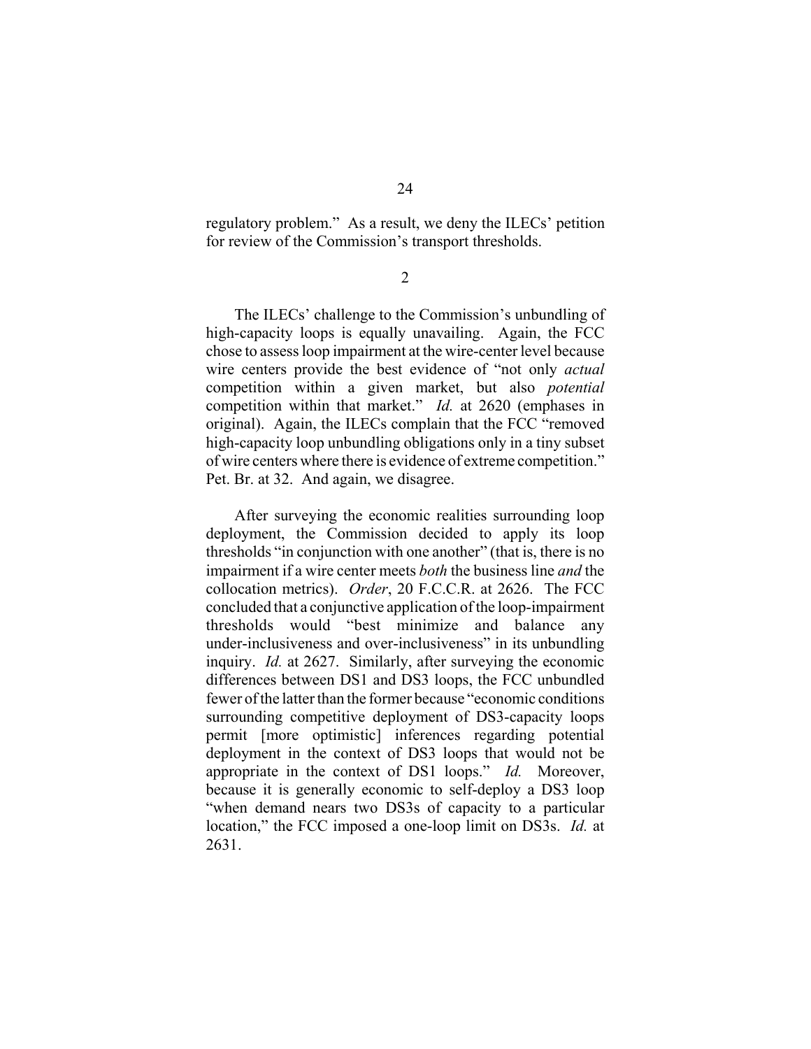regulatory problem." As a result, we deny the ILECs' petition for review of the Commission's transport thresholds.

2

The ILECs' challenge to the Commission's unbundling of high-capacity loops is equally unavailing. Again, the FCC chose to assess loop impairment at the wire-center level because wire centers provide the best evidence of "not only *actual* competition within a given market, but also *potential* competition within that market." *Id.* at 2620 (emphases in original). Again, the ILECs complain that the FCC "removed high-capacity loop unbundling obligations only in a tiny subset of wire centers where there is evidence of extreme competition." Pet. Br. at 32. And again, we disagree.

After surveying the economic realities surrounding loop deployment, the Commission decided to apply its loop thresholds "in conjunction with one another" (that is, there is no impairment if a wire center meets *both* the business line *and* the collocation metrics). *Order*, 20 F.C.C.R. at 2626. The FCC concluded that a conjunctive application of the loop-impairment thresholds would "best minimize and balance any under-inclusiveness and over-inclusiveness" in its unbundling inquiry. *Id.* at 2627. Similarly, after surveying the economic differences between DS1 and DS3 loops, the FCC unbundled fewer of the latter than the former because "economic conditions surrounding competitive deployment of DS3-capacity loops permit [more optimistic] inferences regarding potential deployment in the context of DS3 loops that would not be appropriate in the context of DS1 loops." *Id.* Moreover, because it is generally economic to self-deploy a DS3 loop "when demand nears two DS3s of capacity to a particular location," the FCC imposed a one-loop limit on DS3s. *Id.* at 2631.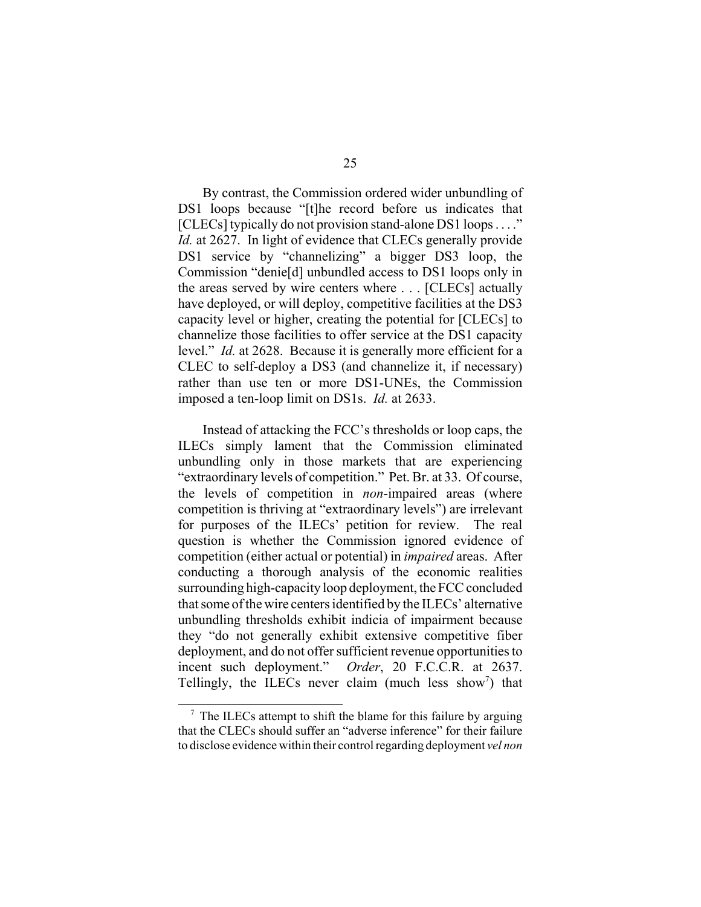By contrast, the Commission ordered wider unbundling of DS1 loops because "[t]he record before us indicates that [CLECs] typically do not provision stand-alone DS1 loops . . . ." *Id.* at 2627. In light of evidence that CLECs generally provide DS1 service by "channelizing" a bigger DS3 loop, the Commission "denie[d] unbundled access to DS1 loops only in the areas served by wire centers where . . . [CLECs] actually have deployed, or will deploy, competitive facilities at the DS3 capacity level or higher, creating the potential for [CLECs] to channelize those facilities to offer service at the DS1 capacity level." *Id.* at 2628. Because it is generally more efficient for a CLEC to self-deploy a DS3 (and channelize it, if necessary) rather than use ten or more DS1-UNEs, the Commission imposed a ten-loop limit on DS1s. *Id.* at 2633.

Instead of attacking the FCC's thresholds or loop caps, the ILECs simply lament that the Commission eliminated unbundling only in those markets that are experiencing "extraordinary levels of competition." Pet. Br. at 33. Of course, the levels of competition in *non*-impaired areas (where competition is thriving at "extraordinary levels") are irrelevant for purposes of the ILECs' petition for review. The real question is whether the Commission ignored evidence of competition (either actual or potential) in *impaired* areas. After conducting a thorough analysis of the economic realities surrounding high-capacity loop deployment, the FCC concluded that some of the wire centers identified by the ILECs' alternative unbundling thresholds exhibit indicia of impairment because they "do not generally exhibit extensive competitive fiber deployment, and do not offer sufficient revenue opportunities to incent such deployment." *Order*, 20 F.C.C.R. at 2637. Tellingly, the ILECs never claim (much less show[7]) that

[7] The ILECs attempt to shift the blame for this failure by arguing that the CLECs should suffer an "adverse inference" for their failure to disclose evidence within their control regarding deployment *vel non*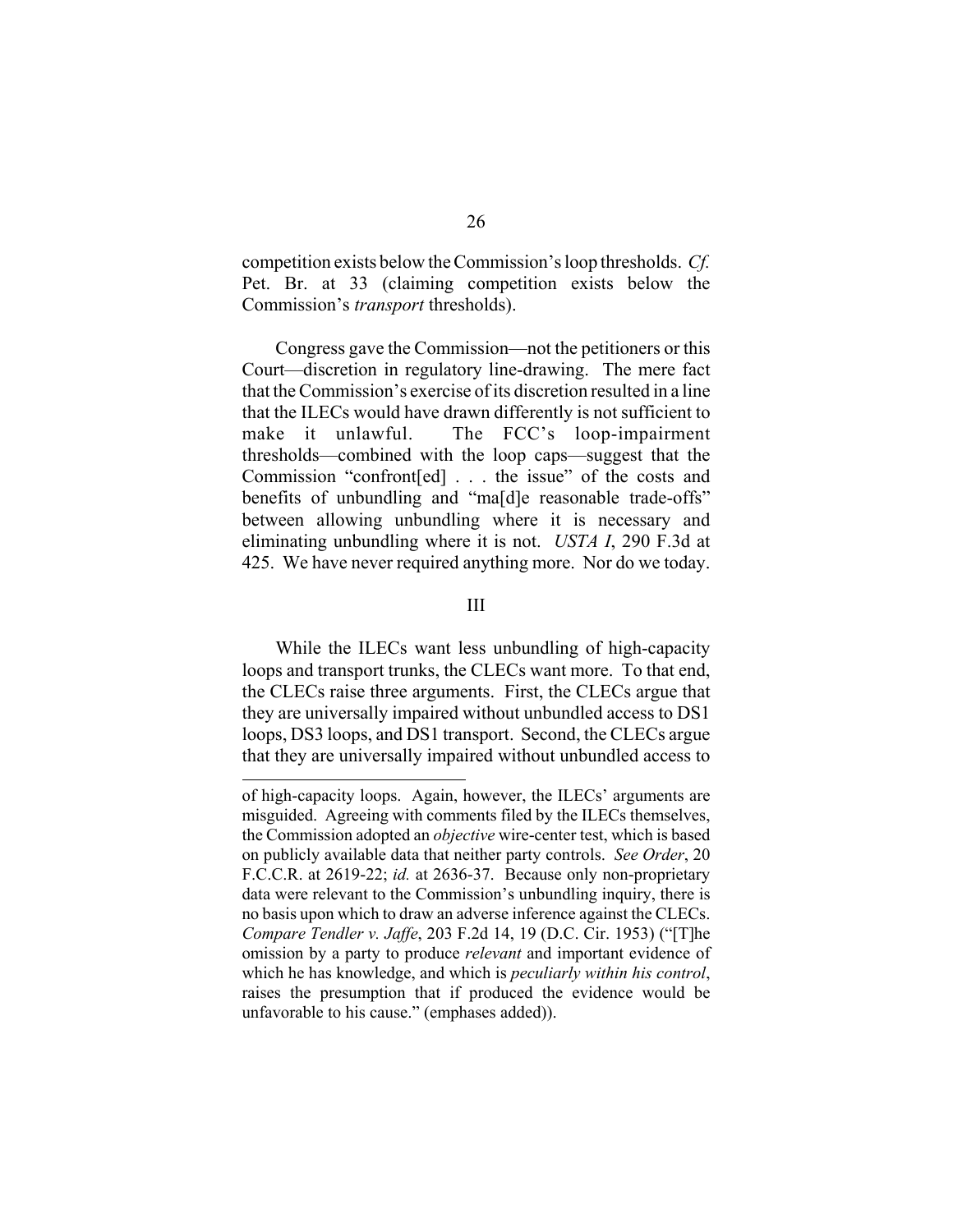competition exists below the Commission's loop thresholds. *Cf.* Pet. Br. at 33 (claiming competition exists below the Commission's *transport* thresholds).

Congress gave the Commission—not the petitioners or this Court—discretion in regulatory line-drawing. The mere fact that the Commission's exercise of its discretion resulted in a line that the ILECs would have drawn differently is not sufficient to make it unlawful. The FCC's loop-impairment thresholds—combined with the loop caps—suggest that the Commission "confront[ed] . . . the issue" of the costs and benefits of unbundling and "ma[d]e reasonable trade-offs" between allowing unbundling where it is necessary and eliminating unbundling where it is not. *USTA I*, 290 F.3d at 425. We have never required anything more. Nor do we today.

## III

While the ILECs want less unbundling of high-capacity loops and transport trunks, the CLECs want more. To that end, the CLECs raise three arguments. First, the CLECs argue that they are universally impaired without unbundled access to DS1 loops, DS3 loops, and DS1 transport. Second, the CLECs argue that they are universally impaired without unbundled access to

---

of high-capacity loops. Again, however, the ILECs' arguments are misguided. Agreeing with comments filed by the ILECs themselves, the Commission adopted an *objective* wire-center test, which is based on publicly available data that neither party controls. *See Order*, 20 F.C.C.R. at 2619-22; *id.* at 2636-37. Because only non-proprietary data were relevant to the Commission's unbundling inquiry, there is no basis upon which to draw an adverse inference against the CLECs. *Compare Tendler v. Jaffe*, 203 F.2d 14, 19 (D.C. Cir. 1953) ("[T]he omission by a party to produce *relevant* and important evidence of which he has knowledge, and which is *peculiarly within his control*, raises the presumption that if produced the evidence would be unfavorable to his cause." (emphases added)).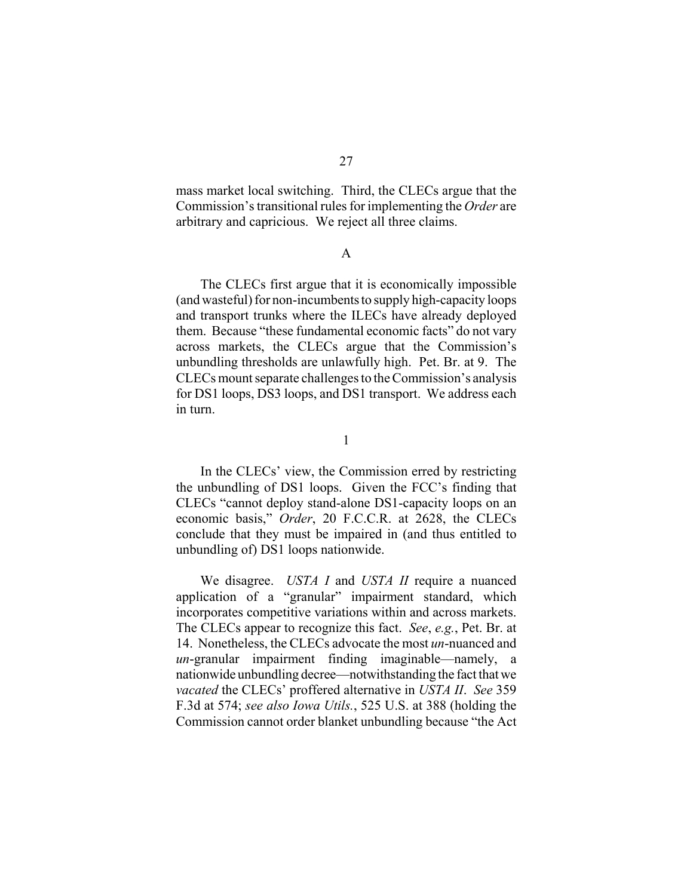mass market local switching. Third, the CLECs argue that the Commission's transitional rules for implementing the *Order* are arbitrary and capricious. We reject all three claims.

### A

The CLECs first argue that it is economically impossible (and wasteful) for non-incumbents to supply high-capacity loops and transport trunks where the ILECs have already deployed them. Because "these fundamental economic facts" do not vary across markets, the CLECs argue that the Commission's unbundling thresholds are unlawfully high. Pet. Br. at 9. The CLECs mount separate challenges to the Commission's analysis for DS1 loops, DS3 loops, and DS1 transport. We address each in turn.

#### 1

In the CLECs' view, the Commission erred by restricting the unbundling of DS1 loops. Given the FCC's finding that CLECs "cannot deploy stand-alone DS1-capacity loops on an economic basis," *Order*, 20 F.C.C.R. at 2628, the CLECs conclude that they must be impaired in (and thus entitled to unbundling of) DS1 loops nationwide.

We disagree. *USTA I* and *USTA II* require a nuanced application of a "granular" impairment standard, which incorporates competitive variations within and across markets. The CLECs appear to recognize this fact. *See*, *e.g.*, Pet. Br. at 14. Nonetheless, the CLECs advocate the most *un*-nuanced and *un*-granular impairment finding imaginable—namely, a nationwide unbundling decree—notwithstanding the fact that we *vacated* the CLECs' proffered alternative in *USTA II*. *See* 359 F.3d at 574; *see also Iowa Utils.*, 525 U.S. at 388 (holding the Commission cannot order blanket unbundling because "the Act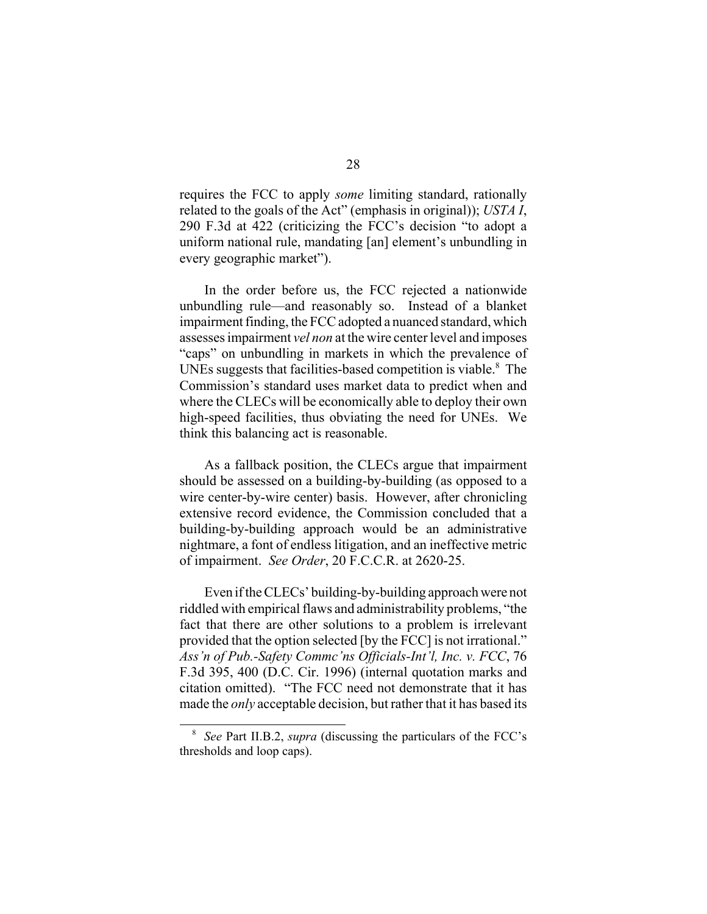requires the FCC to apply *some* limiting standard, rationally related to the goals of the Act" (emphasis in original)); *USTA I*, 290 F.3d at 422 (criticizing the FCC's decision "to adopt a uniform national rule, mandating [an] element's unbundling in every geographic market").

In the order before us, the FCC rejected a nationwide unbundling rule—and reasonably so. Instead of a blanket impairment finding, the FCC adopted a nuanced standard, which assesses impairment *vel non* at the wire center level and imposes "caps" on unbundling in markets in which the prevalence of UNEs suggests that facilities-based competition is viable.[8] The Commission's standard uses market data to predict when and where the CLECs will be economically able to deploy their own high-speed facilities, thus obviating the need for UNEs. We think this balancing act is reasonable.

As a fallback position, the CLECs argue that impairment should be assessed on a building-by-building (as opposed to a wire center-by-wire center) basis. However, after chronicling extensive record evidence, the Commission concluded that a building-by-building approach would be an administrative nightmare, a font of endless litigation, and an ineffective metric of impairment. *See Order*, 20 F.C.C.R. at 2620-25.

Even if the CLECs' building-by-building approach were not riddled with empirical flaws and administrability problems, "the fact that there are other solutions to a problem is irrelevant provided that the option selected [by the FCC] is not irrational." *Ass'n of Pub.-Safety Commc'ns Officials-Int'l, Inc. v. FCC*, 76 F.3d 395, 400 (D.C. Cir. 1996) (internal quotation marks and citation omitted). "The FCC need not demonstrate that it has made the *only* acceptable decision, but rather that it has based its

---

[8] *See* Part II.B.2, *supra* (discussing the particulars of the FCC's thresholds and loop caps).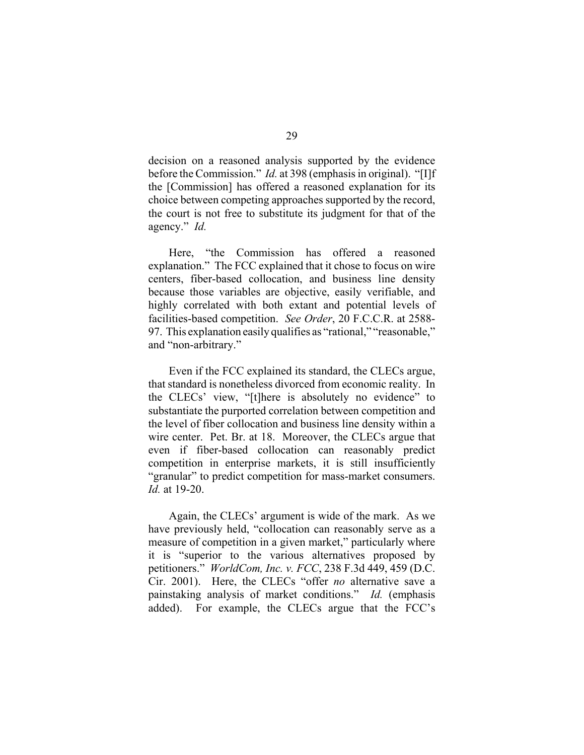decision on a reasoned analysis supported by the evidence before the Commission." *Id.* at 398 (emphasis in original). "[I]f the [Commission] has offered a reasoned explanation for its choice between competing approaches supported by the record, the court is not free to substitute its judgment for that of the agency." *Id.*

Here, "the Commission has offered a reasoned explanation." The FCC explained that it chose to focus on wire centers, fiber-based collocation, and business line density because those variables are objective, easily verifiable, and highly correlated with both extant and potential levels of facilities-based competition. *See Order*, 20 F.C.C.R. at 2588-97. This explanation easily qualifies as "rational," "reasonable," and "non-arbitrary."

Even if the FCC explained its standard, the CLECs argue, that standard is nonetheless divorced from economic reality. In the CLECs' view, "[t]here is absolutely no evidence" to substantiate the purported correlation between competition and the level of fiber collocation and business line density within a wire center. Pet. Br. at 18. Moreover, the CLECs argue that even if fiber-based collocation can reasonably predict competition in enterprise markets, it is still insufficiently "granular" to predict competition for mass-market consumers. *Id.* at 19-20.

Again, the CLECs' argument is wide of the mark. As we have previously held, "collocation can reasonably serve as a measure of competition in a given market," particularly where it is "superior to the various alternatives proposed by petitioners." *WorldCom, Inc. v. FCC*, 238 F.3d 449, 459 (D.C. Cir. 2001). Here, the CLECs "offer *no* alternative save a painstaking analysis of market conditions." *Id.* (emphasis added). For example, the CLECs argue that the FCC's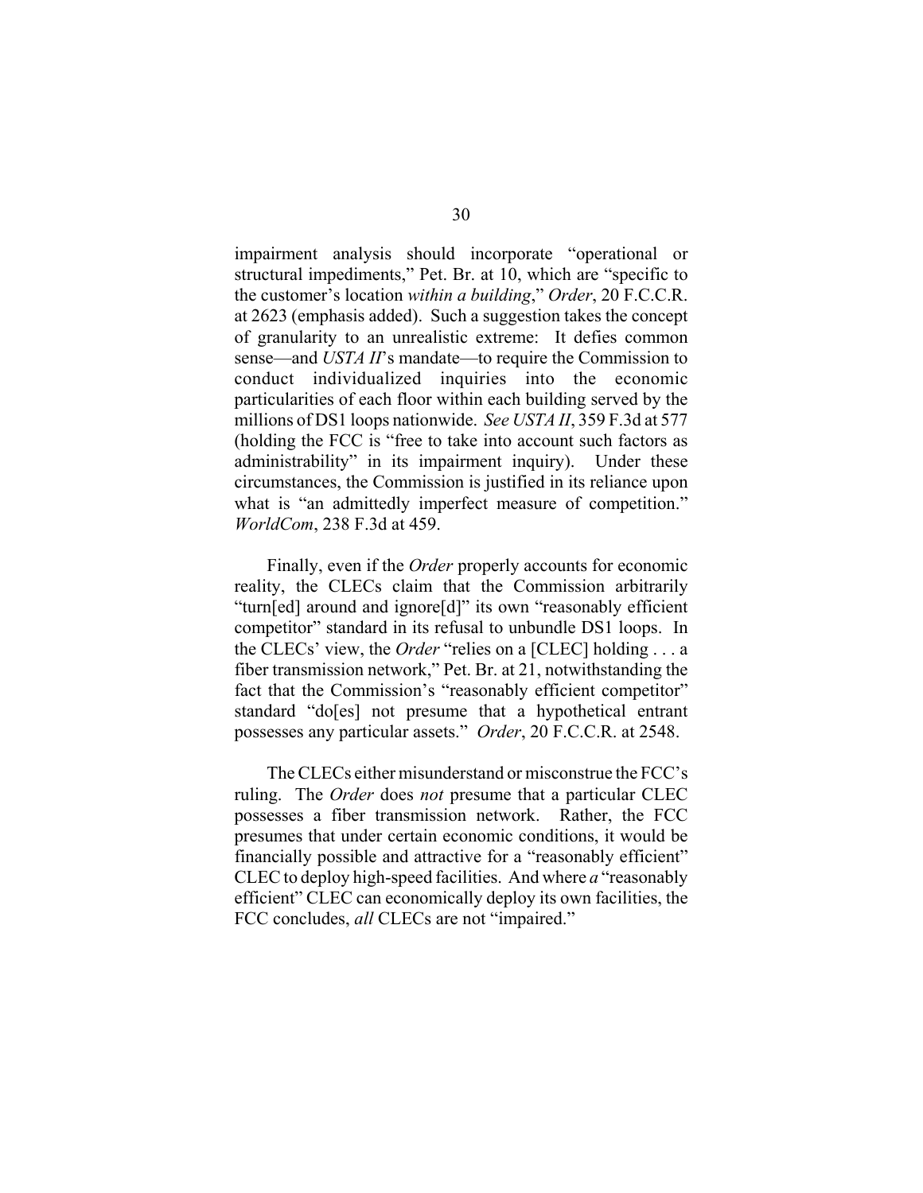impairment analysis should incorporate "operational or structural impediments," Pet. Br. at 10, which are "specific to the customer's location *within a building*," *Order*, 20 F.C.C.R. at 2623 (emphasis added). Such a suggestion takes the concept of granularity to an unrealistic extreme: It defies common sense—and *USTA II*'s mandate—to require the Commission to conduct individualized inquiries into the economic particularities of each floor within each building served by the millions of DS1 loops nationwide. *See USTA II*, 359 F.3d at 577 (holding the FCC is "free to take into account such factors as administrability" in its impairment inquiry). Under these circumstances, the Commission is justified in its reliance upon what is "an admittedly imperfect measure of competition." *WorldCom*, 238 F.3d at 459.

Finally, even if the *Order* properly accounts for economic reality, the CLECs claim that the Commission arbitrarily "turn[ed] around and ignore[d]" its own "reasonably efficient competitor" standard in its refusal to unbundle DS1 loops. In the CLECs' view, the *Order* "relies on a [CLEC] holding . . . a fiber transmission network," Pet. Br. at 21, notwithstanding the fact that the Commission's "reasonably efficient competitor" standard "do[es] not presume that a hypothetical entrant possesses any particular assets." *Order*, 20 F.C.C.R. at 2548.

The CLECs either misunderstand or misconstrue the FCC's ruling. The *Order* does *not* presume that a particular CLEC possesses a fiber transmission network. Rather, the FCC presumes that under certain economic conditions, it would be financially possible and attractive for a "reasonably efficient" CLEC to deploy high-speed facilities. And where *a* "reasonably efficient" CLEC can economically deploy its own facilities, the FCC concludes, *all* CLECs are not "impaired."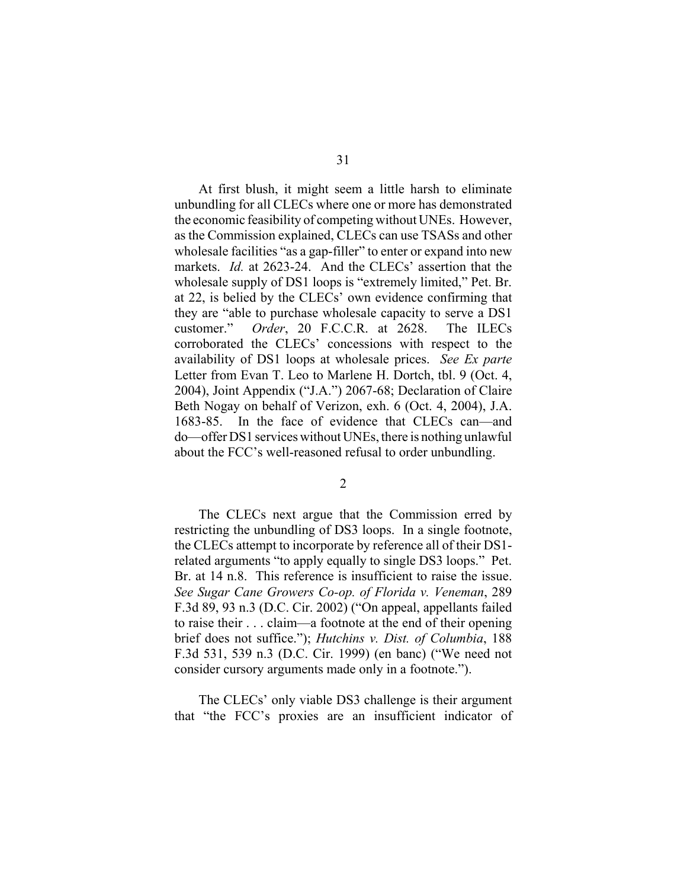At first blush, it might seem a little harsh to eliminate unbundling for all CLECs where one or more has demonstrated the economic feasibility of competing without UNEs. However, as the Commission explained, CLECs can use TSASs and other wholesale facilities "as a gap-filler" to enter or expand into new markets. *Id.* at 2623-24. And the CLECs' assertion that the wholesale supply of DS1 loops is "extremely limited," Pet. Br. at 22, is belied by the CLECs' own evidence confirming that they are "able to purchase wholesale capacity to serve a DS1 customer." *Order*, 20 F.C.C.R. at 2628. The ILECs corroborated the CLECs' concessions with respect to the availability of DS1 loops at wholesale prices. *See Ex parte* Letter from Evan T. Leo to Marlene H. Dortch, tbl. 9 (Oct. 4, 2004), Joint Appendix ("J.A.") 2067-68; Declaration of Claire Beth Nogay on behalf of Verizon, exh. 6 (Oct. 4, 2004), J.A. 1683-85. In the face of evidence that CLECs can—and do—offer DS1 services without UNEs, there is nothing unlawful about the FCC's well-reasoned refusal to order unbundling.

2

The CLECs next argue that the Commission erred by restricting the unbundling of DS3 loops. In a single footnote, the CLECs attempt to incorporate by reference all of their DS1-related arguments "to apply equally to single DS3 loops." Pet. Br. at 14 n.8. This reference is insufficient to raise the issue. *See Sugar Cane Growers Co-op. of Florida v. Veneman*, 289 F.3d 89, 93 n.3 (D.C. Cir. 2002) ("On appeal, appellants failed to raise their . . . claim—a footnote at the end of their opening brief does not suffice."); *Hutchins v. Dist. of Columbia*, 188 F.3d 531, 539 n.3 (D.C. Cir. 1999) (en banc) ("We need not consider cursory arguments made only in a footnote.").

The CLECs' only viable DS3 challenge is their argument that "the FCC's proxies are an insufficient indicator of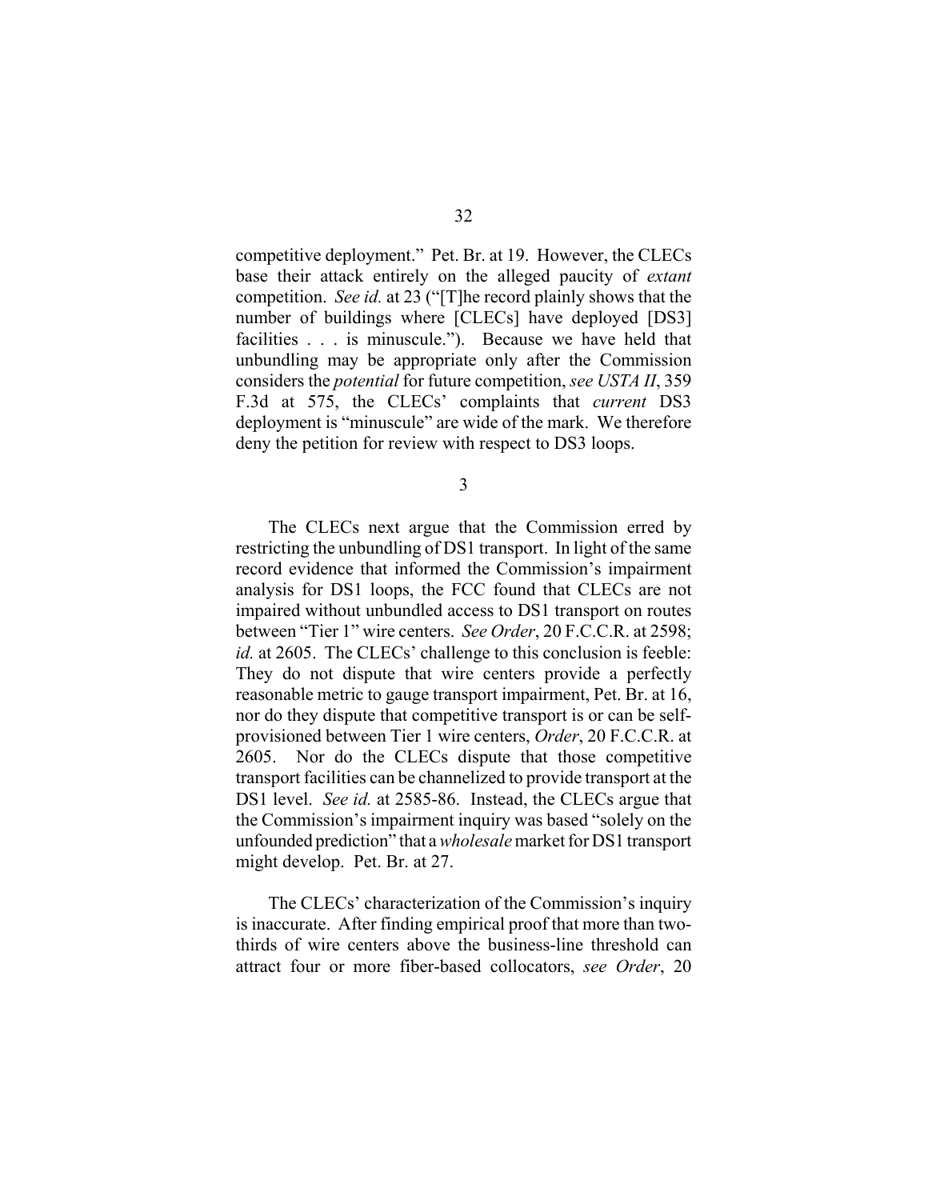competitive deployment." Pet. Br. at 19. However, the CLECs base their attack entirely on the alleged paucity of *extant* competition. *See id.* at 23 ("[T]he record plainly shows that the number of buildings where [CLECs] have deployed [DS3] facilities . . . is minuscule."). Because we have held that unbundling may be appropriate only after the Commission considers the *potential* for future competition, *see USTA II*, 359 F.3d at 575, the CLECs' complaints that *current* DS3 deployment is "minuscule" are wide of the mark. We therefore deny the petition for review with respect to DS3 loops.

3

The CLECs next argue that the Commission erred by restricting the unbundling of DS1 transport. In light of the same record evidence that informed the Commission's impairment analysis for DS1 loops, the FCC found that CLECs are not impaired without unbundled access to DS1 transport on routes between "Tier 1" wire centers. *See Order*, 20 F.C.C.R. at 2598; *id.* at 2605. The CLECs' challenge to this conclusion is feeble: They do not dispute that wire centers provide a perfectly reasonable metric to gauge transport impairment, Pet. Br. at 16, nor do they dispute that competitive transport is or can be self-provisioned between Tier 1 wire centers, *Order*, 20 F.C.C.R. at 2605. Nor do the CLECs dispute that those competitive transport facilities can be channelized to provide transport at the DS1 level. *See id.* at 2585-86. Instead, the CLECs argue that the Commission's impairment inquiry was based "solely on the unfounded prediction" that a *wholesale* market for DS1 transport might develop. Pet. Br. at 27.

The CLECs' characterization of the Commission's inquiry is inaccurate. After finding empirical proof that more than two-thirds of wire centers above the business-line threshold can attract four or more fiber-based collocators, *see Order*, 20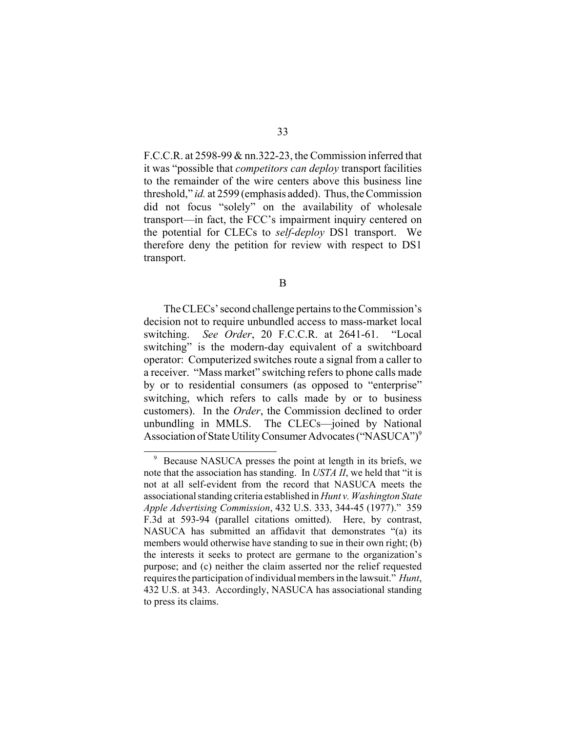F.C.C.R. at 2598-99 & nn.322-23, the Commission inferred that it was "possible that *competitors can deploy* transport facilities to the remainder of the wire centers above this business line threshold," *id.* at 2599 (emphasis added). Thus, the Commission did not focus "solely" on the availability of wholesale transport—in fact, the FCC's impairment inquiry centered on the potential for CLECs to *self-deploy* DS1 transport. We therefore deny the petition for review with respect to DS1 transport.

## B

The CLECs' second challenge pertains to the Commission's decision not to require unbundled access to mass-market local switching. *See Order*, 20 F.C.C.R. at 2641-61. "Local switching" is the modern-day equivalent of a switchboard operator: Computerized switches route a signal from a caller to a receiver. "Mass market" switching refers to phone calls made by or to residential consumers (as opposed to "enterprise" switching, which refers to calls made by or to business customers). In the *Order*, the Commission declined to order unbundling in MMLS. The CLECs—joined by National Association of State Utility Consumer Advocates ("NASUCA")[9]

[9] Because NASUCA presses the point at length in its briefs, we note that the association has standing. In *USTA II*, we held that "it is not at all self-evident from the record that NASUCA meets the associational standing criteria established in *Hunt v. Washington State Apple Advertising Commission*, 432 U.S. 333, 344-45 (1977)." 359 F.3d at 593-94 (parallel citations omitted). Here, by contrast, NASUCA has submitted an affidavit that demonstrates "(a) its members would otherwise have standing to sue in their own right; (b) the interests it seeks to protect are germane to the organization's purpose; and (c) neither the claim asserted nor the relief requested requires the participation of individual members in the lawsuit." *Hunt*, 432 U.S. at 343. Accordingly, NASUCA has associational standing to press its claims.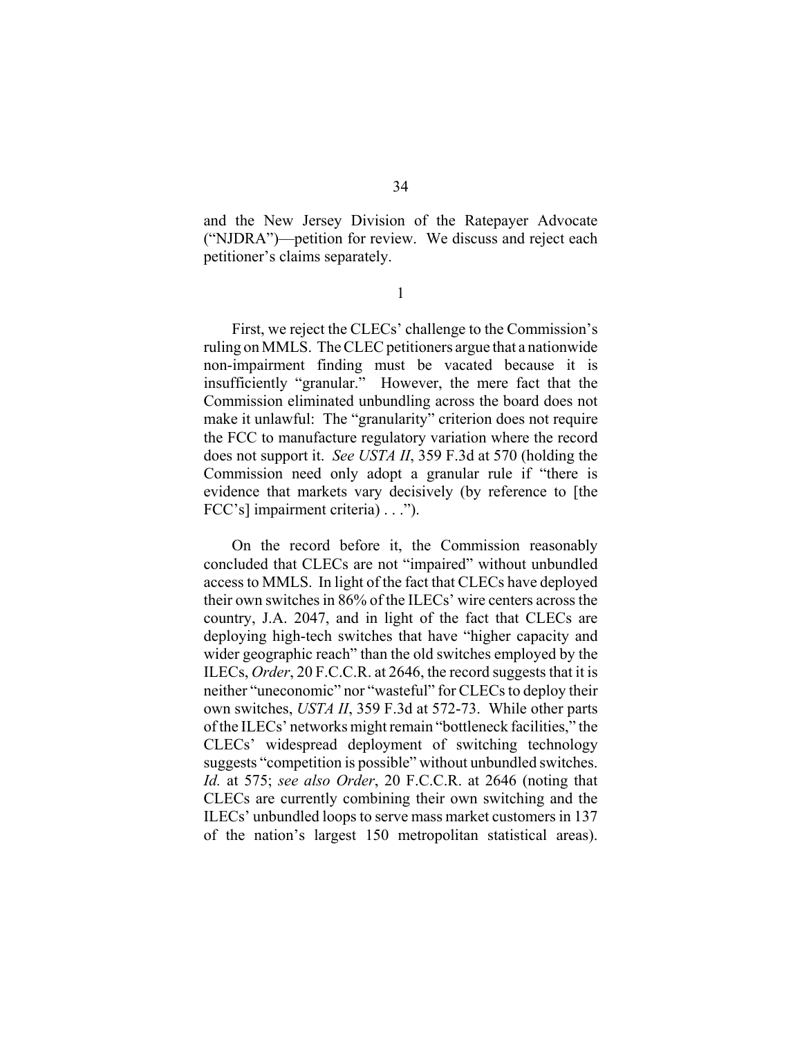and the New Jersey Division of the Ratepayer Advocate ("NJDRA")—petition for review. We discuss and reject each petitioner's claims separately.

1

First, we reject the CLECs' challenge to the Commission's ruling on MMLS. The CLEC petitioners argue that a nationwide non-impairment finding must be vacated because it is insufficiently "granular." However, the mere fact that the Commission eliminated unbundling across the board does not make it unlawful: The "granularity" criterion does not require the FCC to manufacture regulatory variation where the record does not support it. *See USTA II*, 359 F.3d at 570 (holding the Commission need only adopt a granular rule if "there is evidence that markets vary decisively (by reference to [the FCC's] impairment criteria) . . .").

On the record before it, the Commission reasonably concluded that CLECs are not "impaired" without unbundled access to MMLS. In light of the fact that CLECs have deployed their own switches in 86% of the ILECs' wire centers across the country, J.A. 2047, and in light of the fact that CLECs are deploying high-tech switches that have "higher capacity and wider geographic reach" than the old switches employed by the ILECs, *Order*, 20 F.C.C.R. at 2646, the record suggests that it is neither "uneconomic" nor "wasteful" for CLECs to deploy their own switches, *USTA II*, 359 F.3d at 572-73. While other parts of the ILECs' networks might remain "bottleneck facilities," the CLECs' widespread deployment of switching technology suggests "competition is possible" without unbundled switches. *Id.* at 575; *see also Order*, 20 F.C.C.R. at 2646 (noting that CLECs are currently combining their own switching and the ILECs' unbundled loops to serve mass market customers in 137 of the nation's largest 150 metropolitan statistical areas).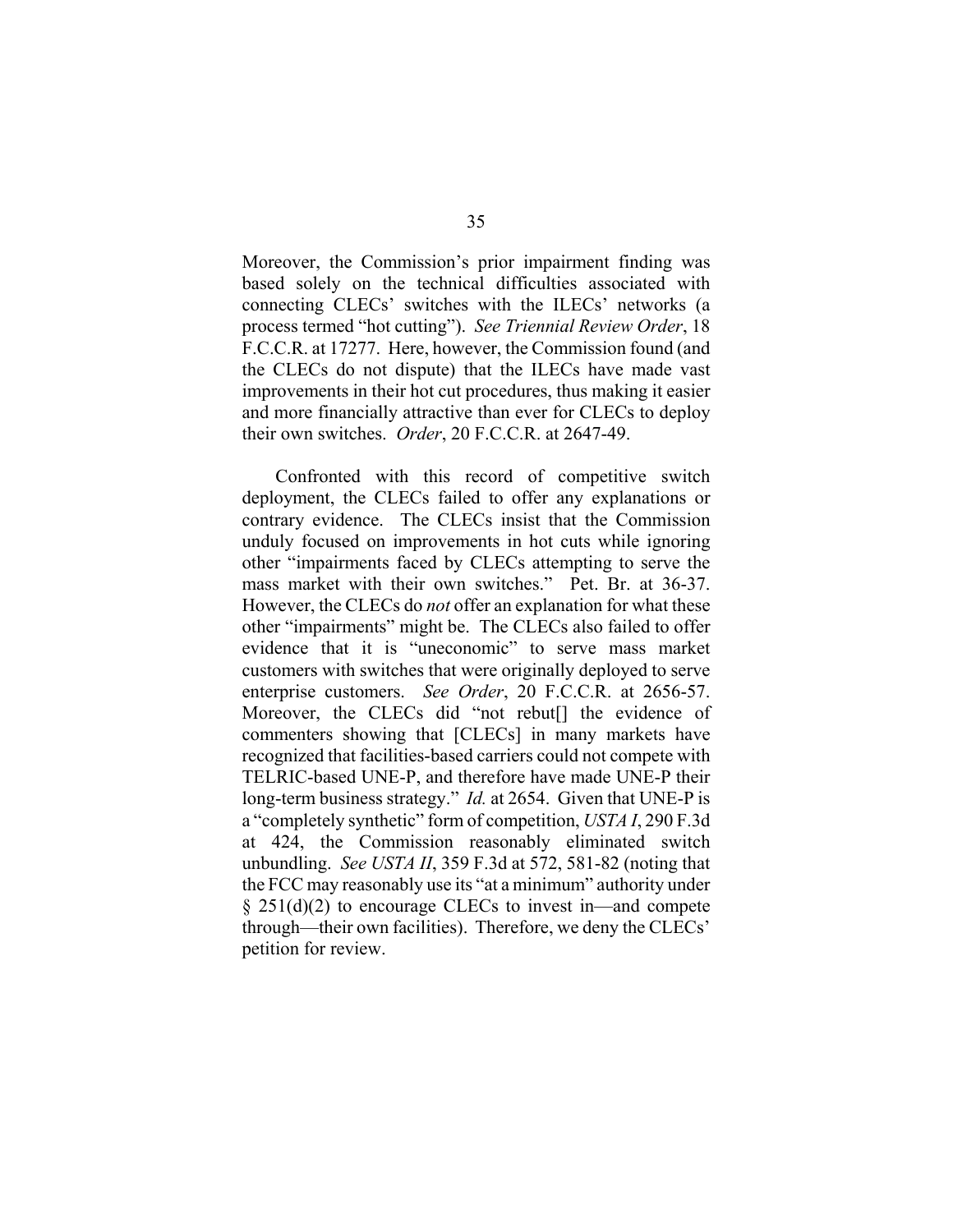Moreover, the Commission's prior impairment finding was based solely on the technical difficulties associated with connecting CLECs' switches with the ILECs' networks (a process termed "hot cutting"). *See Triennial Review Order*, 18 F.C.C.R. at 17277. Here, however, the Commission found (and the CLECs do not dispute) that the ILECs have made vast improvements in their hot cut procedures, thus making it easier and more financially attractive than ever for CLECs to deploy their own switches. *Order*, 20 F.C.C.R. at 2647-49.

Confronted with this record of competitive switch deployment, the CLECs failed to offer any explanations or contrary evidence. The CLECs insist that the Commission unduly focused on improvements in hot cuts while ignoring other "impairments faced by CLECs attempting to serve the mass market with their own switches." Pet. Br. at 36-37. However, the CLECs do *not* offer an explanation for what these other "impairments" might be. The CLECs also failed to offer evidence that it is "uneconomic" to serve mass market customers with switches that were originally deployed to serve enterprise customers. *See Order*, 20 F.C.C.R. at 2656-57. Moreover, the CLECs did "not rebut[] the evidence of commenters showing that [CLECs] in many markets have recognized that facilities-based carriers could not compete with TELRIC-based UNE-P, and therefore have made UNE-P their long-term business strategy." *Id.* at 2654. Given that UNE-P is a "completely synthetic" form of competition, *USTA I*, 290 F.3d at 424, the Commission reasonably eliminated switch unbundling. *See USTA II*, 359 F.3d at 572, 581-82 (noting that the FCC may reasonably use its "at a minimum" authority under § 251(d)(2) to encourage CLECs to invest in—and compete through—their own facilities). Therefore, we deny the CLECs' petition for review.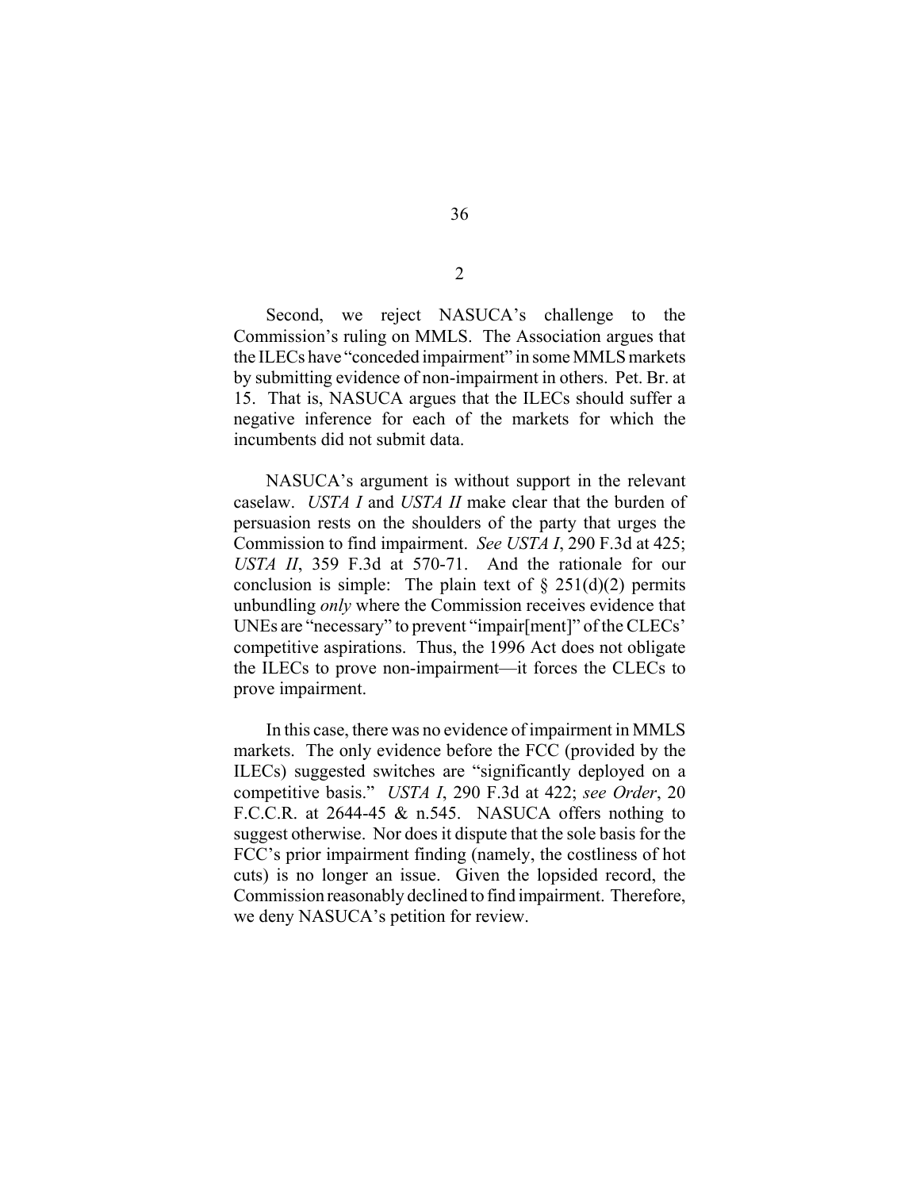2

Second, we reject NASUCA's challenge to the Commission's ruling on MMLS. The Association argues that the ILECs have "conceded impairment" in some MMLS markets by submitting evidence of non-impairment in others. Pet. Br. at 15. That is, NASUCA argues that the ILECs should suffer a negative inference for each of the markets for which the incumbents did not submit data.

NASUCA's argument is without support in the relevant caselaw. *USTA I* and *USTA II* make clear that the burden of persuasion rests on the shoulders of the party that urges the Commission to find impairment. *See USTA I*, 290 F.3d at 425; *USTA II*, 359 F.3d at 570-71. And the rationale for our conclusion is simple: The plain text of § 251(d)(2) permits unbundling *only* where the Commission receives evidence that UNEs are "necessary" to prevent "impair[ment]" of the CLECs' competitive aspirations. Thus, the 1996 Act does not obligate the ILECs to prove non-impairment—it forces the CLECs to prove impairment.

In this case, there was no evidence of impairment in MMLS markets. The only evidence before the FCC (provided by the ILECs) suggested switches are "significantly deployed on a competitive basis." *USTA I*, 290 F.3d at 422; *see Order*, 20 F.C.C.R. at 2644-45 & n.545. NASUCA offers nothing to suggest otherwise. Nor does it dispute that the sole basis for the FCC's prior impairment finding (namely, the costliness of hot cuts) is no longer an issue. Given the lopsided record, the Commission reasonably declined to find impairment. Therefore, we deny NASUCA's petition for review.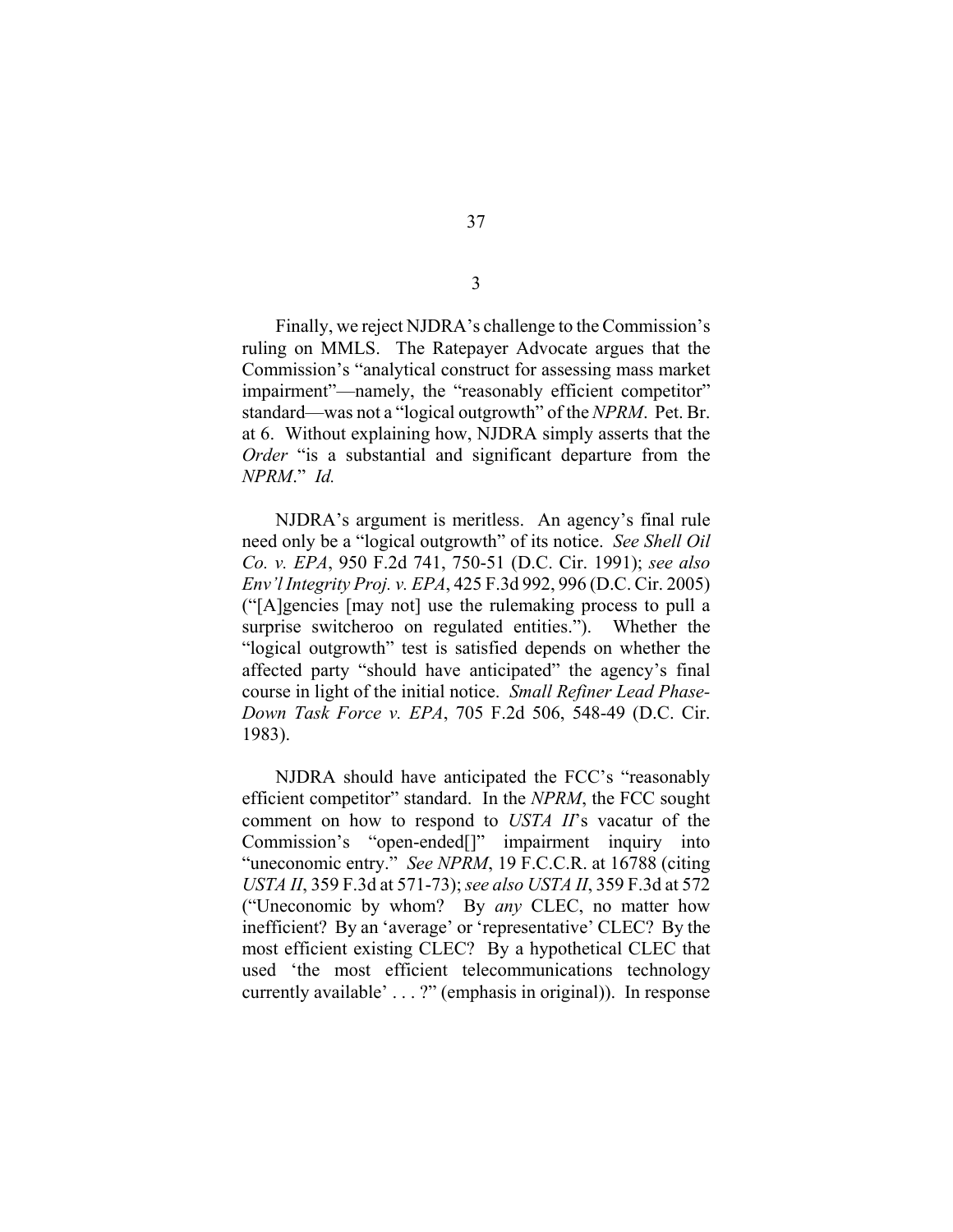3

Finally, we reject NJDRA's challenge to the Commission's ruling on MMLS. The Ratepayer Advocate argues that the Commission's "analytical construct for assessing mass market impairment"—namely, the "reasonably efficient competitor" standard—was not a "logical outgrowth" of the *NPRM*. Pet. Br. at 6. Without explaining how, NJDRA simply asserts that the *Order* "is a substantial and significant departure from the *NPRM*." *Id.*

NJDRA's argument is meritless. An agency's final rule need only be a "logical outgrowth" of its notice. *See Shell Oil Co. v. EPA*, 950 F.2d 741, 750-51 (D.C. Cir. 1991); *see also Env'l Integrity Proj. v. EPA*, 425 F.3d 992, 996 (D.C. Cir. 2005) ("[A]gencies [may not] use the rulemaking process to pull a surprise switcheroo on regulated entities."). Whether the "logical outgrowth" test is satisfied depends on whether the affected party "should have anticipated" the agency's final course in light of the initial notice. *Small Refiner Lead Phase-Down Task Force v. EPA*, 705 F.2d 506, 548-49 (D.C. Cir. 1983).

NJDRA should have anticipated the FCC's "reasonably efficient competitor" standard. In the *NPRM*, the FCC sought comment on how to respond to *USTA II*'s vacatur of the Commission's "open-ended[]" impairment inquiry into "uneconomic entry." *See NPRM*, 19 F.C.C.R. at 16788 (citing *USTA II*, 359 F.3d at 571-73); *see also USTA II*, 359 F.3d at 572 ("Uneconomic by whom? By *any* CLEC, no matter how inefficient? By an 'average' or 'representative' CLEC? By the most efficient existing CLEC? By a hypothetical CLEC that used 'the most efficient telecommunications technology currently available' . . . ?" (emphasis in original)). In response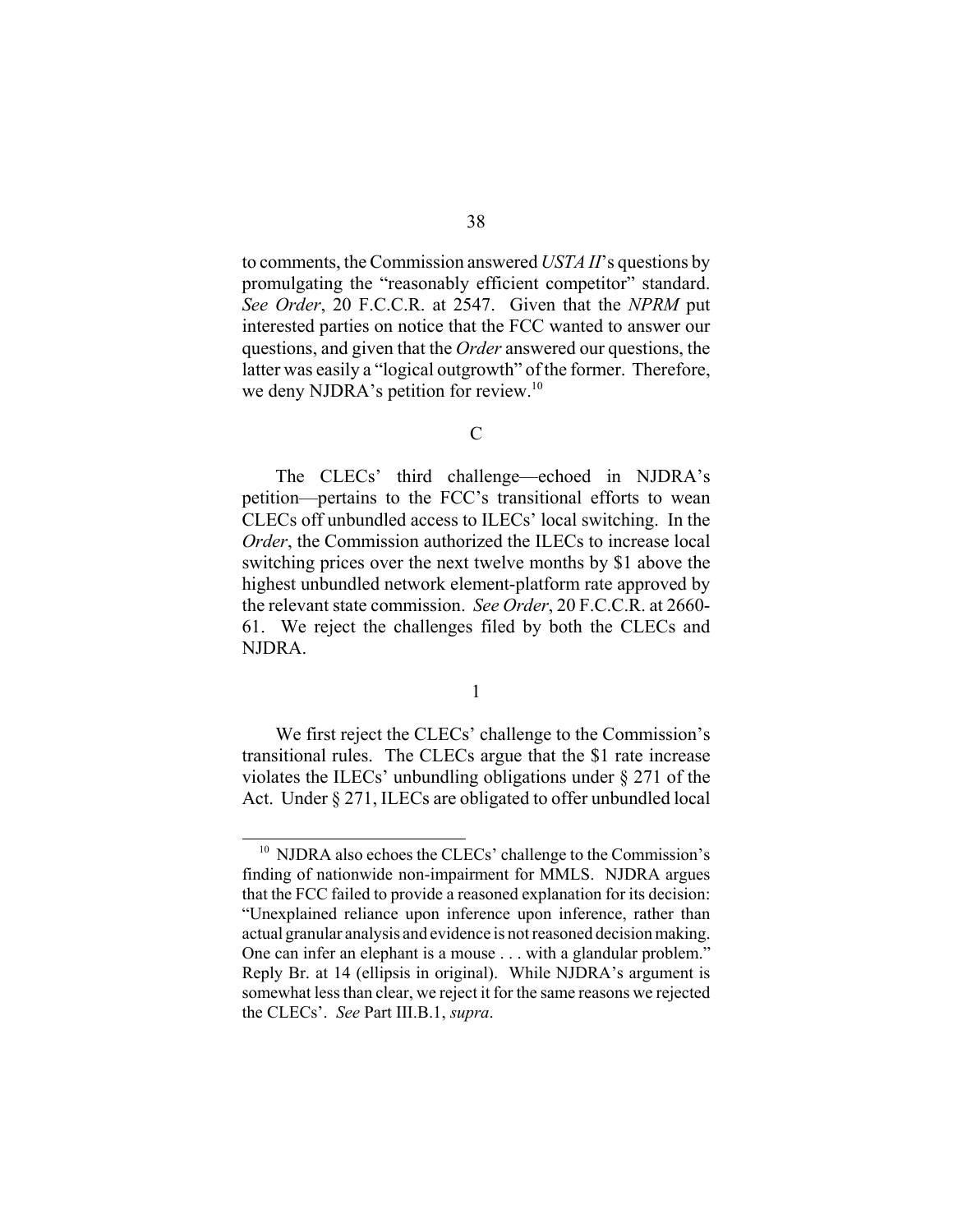to comments, the Commission answered *USTA II*'s questions by promulgating the "reasonably efficient competitor" standard. *See Order*, 20 F.C.C.R. at 2547. Given that the *NPRM* put interested parties on notice that the FCC wanted to answer our questions, and given that the *Order* answered our questions, the latter was easily a "logical outgrowth" of the former. Therefore, we deny NJDRA's petition for review.[10]

### C

The CLECs' third challenge—echoed in NJDRA's petition—pertains to the FCC's transitional efforts to wean CLECs off unbundled access to ILECs' local switching. In the *Order*, the Commission authorized the ILECs to increase local switching prices over the next twelve months by $1 above the highest unbundled network element-platform rate approved by the relevant state commission. *See Order*, 20 F.C.C.R. at 2660-61. We reject the challenges filed by both the CLECs and NJDRA.

#### 1

We first reject the CLECs' challenge to the Commission's transitional rules. The CLECs argue that the $1 rate increase violates the ILECs' unbundling obligations under § 271 of the Act. Under § 271, ILECs are obligated to offer unbundled local

---

[10] NJDRA also echoes the CLECs' challenge to the Commission's finding of nationwide non-impairment for MMLS. NJDRA argues that the FCC failed to provide a reasoned explanation for its decision: "Unexplained reliance upon inference upon inference, rather than actual granular analysis and evidence is not reasoned decision making. One can infer an elephant is a mouse . . . with a glandular problem." Reply Br. at 14 (ellipsis in original). While NJDRA's argument is somewhat less than clear, we reject it for the same reasons we rejected the CLECs'. *See* Part III.B.1, *supra*.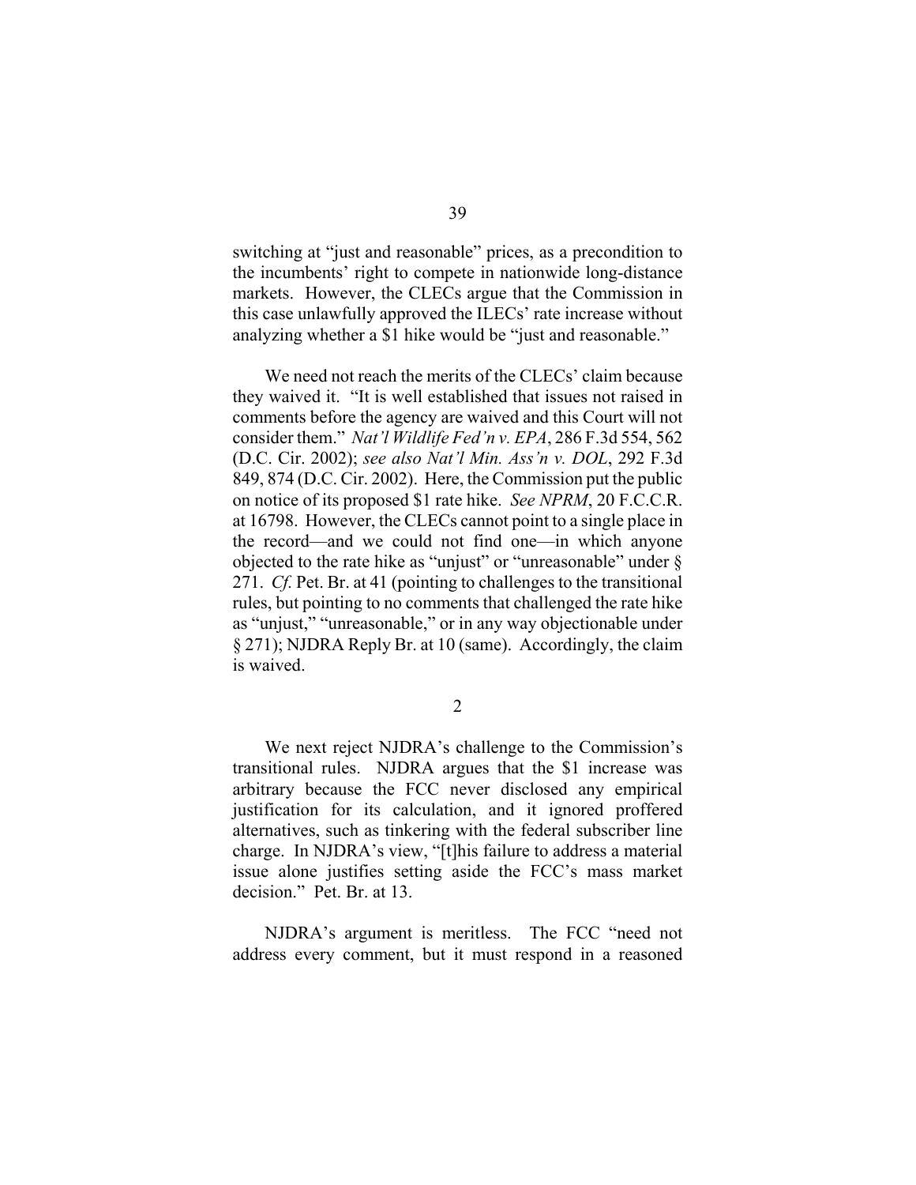switching at "just and reasonable" prices, as a precondition to the incumbents' right to compete in nationwide long-distance markets. However, the CLECs argue that the Commission in this case unlawfully approved the ILECs' rate increase without analyzing whether a $1 hike would be "just and reasonable."

We need not reach the merits of the CLECs' claim because they waived it. "It is well established that issues not raised in comments before the agency are waived and this Court will not consider them." *Nat'l Wildlife Fed'n v. EPA*, 286 F.3d 554, 562 (D.C. Cir. 2002); *see also Nat'l Min. Ass'n v. DOL*, 292 F.3d 849, 874 (D.C. Cir. 2002). Here, the Commission put the public on notice of its proposed $1 rate hike. *See NPRM*, 20 F.C.C.R. at 16798. However, the CLECs cannot point to a single place in the record—and we could not find one—in which anyone objected to the rate hike as "unjust" or "unreasonable" under § 271. *Cf.* Pet. Br. at 41 (pointing to challenges to the transitional rules, but pointing to no comments that challenged the rate hike as "unjust," "unreasonable," or in any way objectionable under § 271); NJDRA Reply Br. at 10 (same). Accordingly, the claim is waived.

2

We next reject NJDRA's challenge to the Commission's transitional rules. NJDRA argues that the $1 increase was arbitrary because the FCC never disclosed any empirical justification for its calculation, and it ignored proffered alternatives, such as tinkering with the federal subscriber line charge. In NJDRA's view, "[t]his failure to address a material issue alone justifies setting aside the FCC's mass market decision." Pet. Br. at 13.

NJDRA's argument is meritless. The FCC "need not address every comment, but it must respond in a reasoned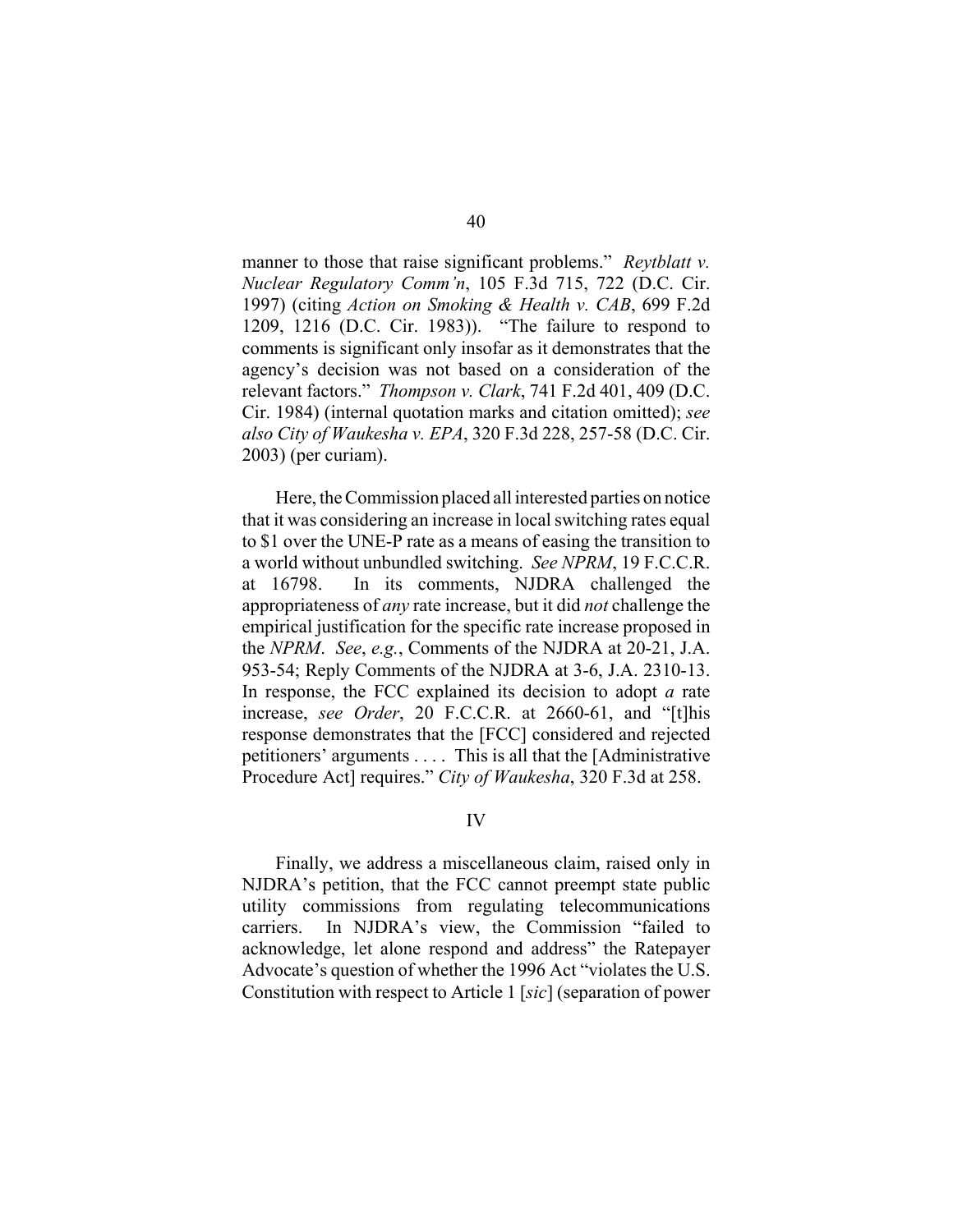manner to those that raise significant problems." *Reytblatt v. Nuclear Regulatory Comm'n*, 105 F.3d 715, 722 (D.C. Cir. 1997) (citing *Action on Smoking & Health v. CAB*, 699 F.2d 1209, 1216 (D.C. Cir. 1983)). "The failure to respond to comments is significant only insofar as it demonstrates that the agency's decision was not based on a consideration of the relevant factors." *Thompson v. Clark*, 741 F.2d 401, 409 (D.C. Cir. 1984) (internal quotation marks and citation omitted); *see also City of Waukesha v. EPA*, 320 F.3d 228, 257-58 (D.C. Cir. 2003) (per curiam).

Here, the Commission placed all interested parties on notice that it was considering an increase in local switching rates equal to $1 over the UNE-P rate as a means of easing the transition to a world without unbundled switching. *See NPRM*, 19 F.C.C.R. at 16798. In its comments, NJDRA challenged the appropriateness of *any* rate increase, but it did *not* challenge the empirical justification for the specific rate increase proposed in the *NPRM*. *See*, *e.g.*, Comments of the NJDRA at 20-21, J.A. 953-54; Reply Comments of the NJDRA at 3-6, J.A. 2310-13. In response, the FCC explained its decision to adopt *a* rate increase, *see Order*, 20 F.C.C.R. at 2660-61, and "[t]his response demonstrates that the [FCC] considered and rejected petitioners' arguments . . . . This is all that the [Administrative Procedure Act] requires." *City of Waukesha*, 320 F.3d at 258.

## IV

Finally, we address a miscellaneous claim, raised only in NJDRA's petition, that the FCC cannot preempt state public utility commissions from regulating telecommunications carriers. In NJDRA's view, the Commission "failed to acknowledge, let alone respond and address" the Ratepayer Advocate's question of whether the 1996 Act "violates the U.S. Constitution with respect to Article 1 [*sic*] (separation of power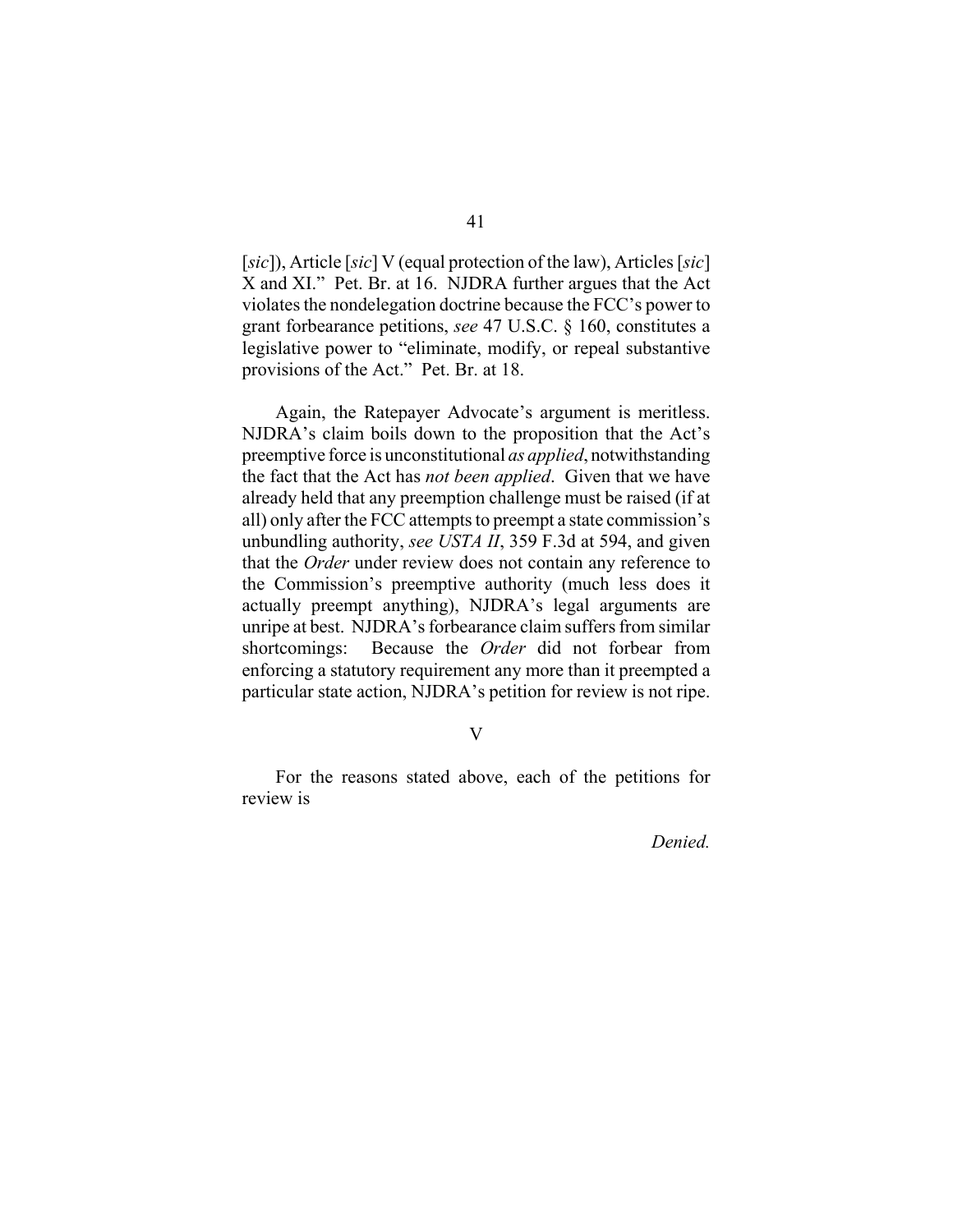[*sic*]), Article [*sic*] V (equal protection of the law), Articles [*sic*] X and XI." Pet. Br. at 16. NJDRA further argues that the Act violates the nondelegation doctrine because the FCC's power to grant forbearance petitions, *see* 47 U.S.C. § 160, constitutes a legislative power to "eliminate, modify, or repeal substantive provisions of the Act." Pet. Br. at 18.

Again, the Ratepayer Advocate's argument is meritless. NJDRA's claim boils down to the proposition that the Act's preemptive force is unconstitutional *as applied*, notwithstanding the fact that the Act has *not been applied*. Given that we have already held that any preemption challenge must be raised (if at all) only after the FCC attempts to preempt a state commission's unbundling authority, *see USTA II*, 359 F.3d at 594, and given that the *Order* under review does not contain any reference to the Commission's preemptive authority (much less does it actually preempt anything), NJDRA's legal arguments are unripe at best. NJDRA's forbearance claim suffers from similar shortcomings: Because the *Order* did not forbear from enforcing a statutory requirement any more than it preempted a particular state action, NJDRA's petition for review is not ripe.

## V

For the reasons stated above, each of the petitions for review is

*Denied.*